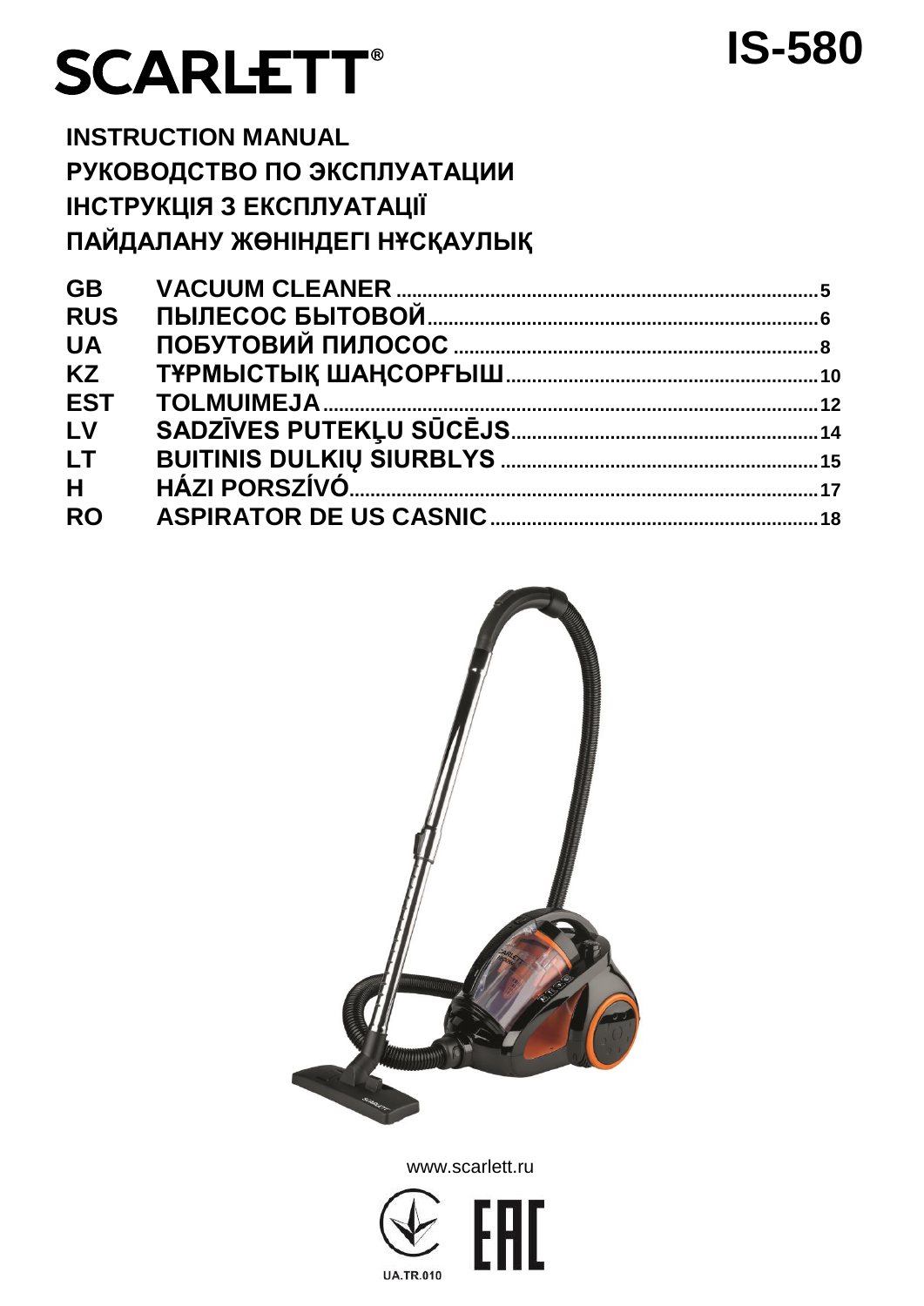# SCARLETT®

# IS-580

**INSTRUCTION MANUAL**
**РУКОВОДСТВО ПО ЭКСПЛУАТАЦИИ**
**ІНСТРУКЦІЯ З ЕКСПЛУАТАЦІЇ**
**ПАЙДАЛАНУ ЖӨНІНДЕГІ НҰСҚАУЛЫҚ**

| | | |
|---|---|---|
| **GB** | **VACUUM CLEANER** | **5** |
| **RUS** | **ПЫЛЕСОС БЫТОВОЙ** | **6** |
| **UA** | **ПОБУТОВИЙ ПИЛОСОС** | **8** |
| **KZ** | **ТҰРМЫСТЫҚ ШАҢСОРҒЫШ** | **10** |
| **EST** | **TOLMUIMEJA** | **12** |
| **LV** | **SADZĪVES PUTEKĻU SŪCĒJS** | **14** |
| **LT** | **BUITINIS DULKIŲ SIURBLYS** | **15** |
| **H** | **HÁZI PORSZÍVÓ** | **17** |
| **RO** | **ASPIRATOR DE US CASNIC** | **18** |

www.scarlett.ru

UA.TR.010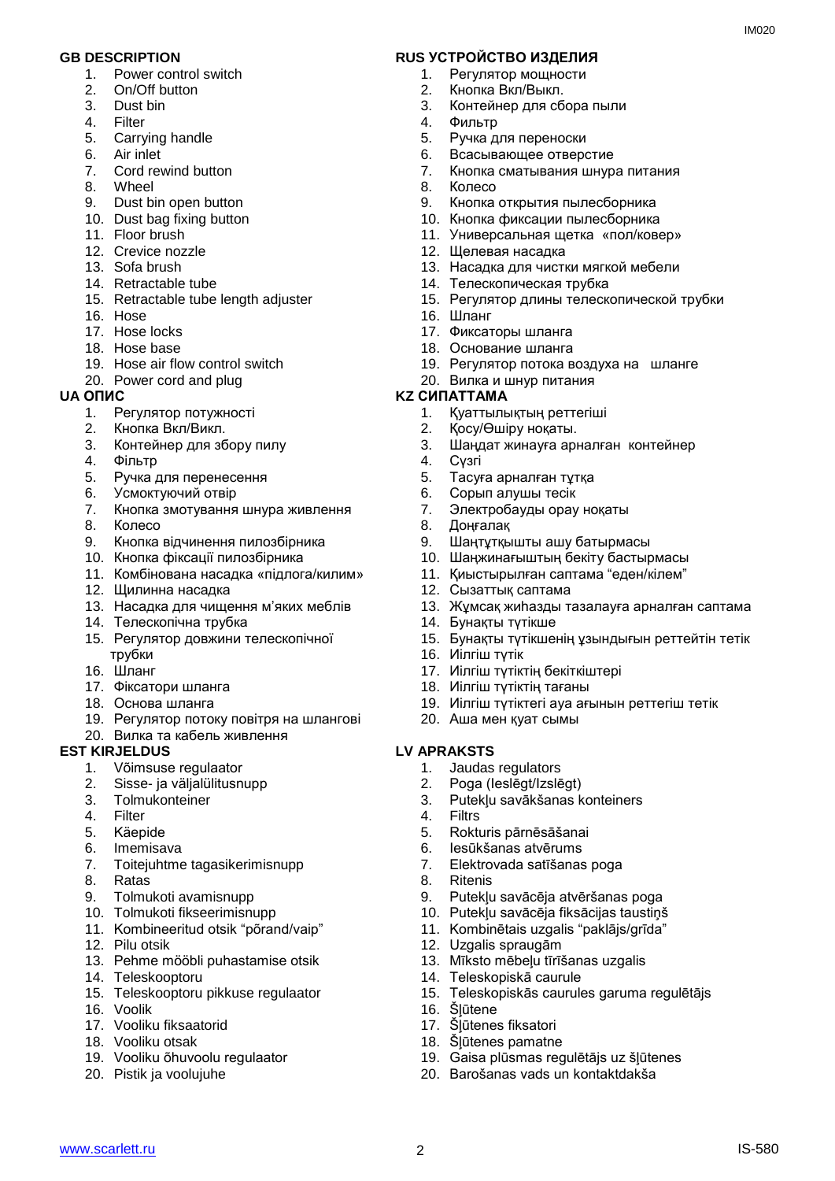## GB DESCRIPTION

1. Power control switch
2. On/Off button
3. Dust bin
4. Filter
5. Carrying handle
6. Air inlet
7. Cord rewind button
8. Wheel
9. Dust bin open button
10. Dust bag fixing button
11. Floor brush
12. Crevice nozzle
13. Sofa brush
14. Retractable tube
15. Retractable tube length adjuster
16. Hose
17. Hose locks
18. Hose base
19. Hose air flow control switch
20. Power cord and plug

## UA ОПИС

1. Регулятор потужності
2. Кнопка Вкл/Викл.
3. Контейнер для збору пилу
4. Фільтр
5. Ручка для перенесення
6. Усмоктуючий отвір
7. Кнопка змотування шнура живлення
8. Колесо
9. Кнопка відчинення пилозбірника
10. Кнопка фіксації пилозбірника
11. Комбінована насадка «підлога/килим»
12. Щилинна насадка
13. Насадка для чищення м'яких меблів
14. Телескопічна трубка
15. Регулятор довжини телескопічної трубки
16. Шланг
17. Фіксатори шланга
18. Основа шланга
19. Регулятор потоку повітря на шлангові
20. Вилка та кабель живлення

## EST KIRJELDUS

1. Võimsuse regulaator
2. Sisse- ja väljalülitusnupp
3. Tolmukonteiner
4. Filter
5. Käepide
6. Imemisava
7. Toitejuhtme tagasikerimisnupp
8. Ratas
9. Tolmukoti avamisnupp
10. Tolmukoti fikseerimisnupp
11. Kombineeritud otsik "põrand/vaip"
12. Pilu otsik
13. Pehme mööbli puhastamise otsik
14. Teleskooptoru
15. Teleskooptoru pikkuse regulaator
16. Voolik
17. Vooliku fiksaatorid
18. Vooliku otsak
19. Vooliku õhuvoolu regulaator
20. Pistik ja voolujuhe

## RUS УСТРОЙСТВО ИЗДЕЛИЯ

1. Регулятор мощности
2. Кнопка Вкл/Выкл.
3. Контейнер для сбора пыли
4. Фильтр
5. Ручка для переноски
6. Всасывающее отверстие
7. Кнопка сматывания шнура питания
8. Колесо
9. Кнопка открытия пылесборника
10. Кнопка фиксации пылесборника
11. Универсальная щетка «пол/ковер»
12. Щелевая насадка
13. Насадка для чистки мягкой мебели
14. Телескопическая трубка
15. Регулятор длины телескопической трубки
16. Шланг
17. Фиксаторы шланга
18. Основание шланга
19. Регулятор потока воздуха на шланге
20. Вилка и шнур питания

## KZ СИПАТТАМА

1. Қуаттылықтың реттегіші
2. Қосу/Өшіру ноқаты.
3. Шаңдат жинауға арналған контейнер
4. Сүзгі
5. Тасуға арналған тұтқа
6. Сорып алушы тесік
7. Электробауды орау ноқаты
8. Доңғалақ
9. Шаңтұтқышты ашу батырмасы
10. Шаңжинағыштың бекіту бастырмасы
11. Қиыстырылған саптама "еден/кілем"
12. Сызаттық саптама
13. Жұмсақ жиһазды тазалауға арналған саптама
14. Бунақты түтікше
15. Бунақты түтікшенің ұзындығын реттейтін тетік
16. Иілгіш түтік
17. Иілгіш түтіктің бекіткіштері
18. Иілгіш түтіктің тағаны
19. Иілгіш түтіктегі ауа ағынын реттегіш тетік
20. Аша мен қуат сымы

## LV APRAKSTS

1. Jaudas regulators
2. Poga (Ieslēgt/Izslēgt)
3. Putekļu savākšanas konteiners
4. Filtrs
5. Rokturis pārnēsāšanai
6. Iesūkšanas atvērums
7. Elektrovada satīšanas poga
8. Ritenis
9. Putekļu savācēja atvēršanas poga
10. Putekļu savācēja fiksācijas taustiņš
11. Kombinētais uzgalis "paklājs/grīda"
12. Uzgalis spraugām
13. Mīksto mēbeļu tīrīšanas uzgalis
14. Teleskopiskā caurule
15. Teleskopiskās caurules garuma regulētājs
16. Šļūtene
17. Šļūtenes fiksatori
18. Šļūtenes pamatne
19. Gaisa plūsmas regulētājs uz šļūtenes
20. Barošanas vads un kontaktdakša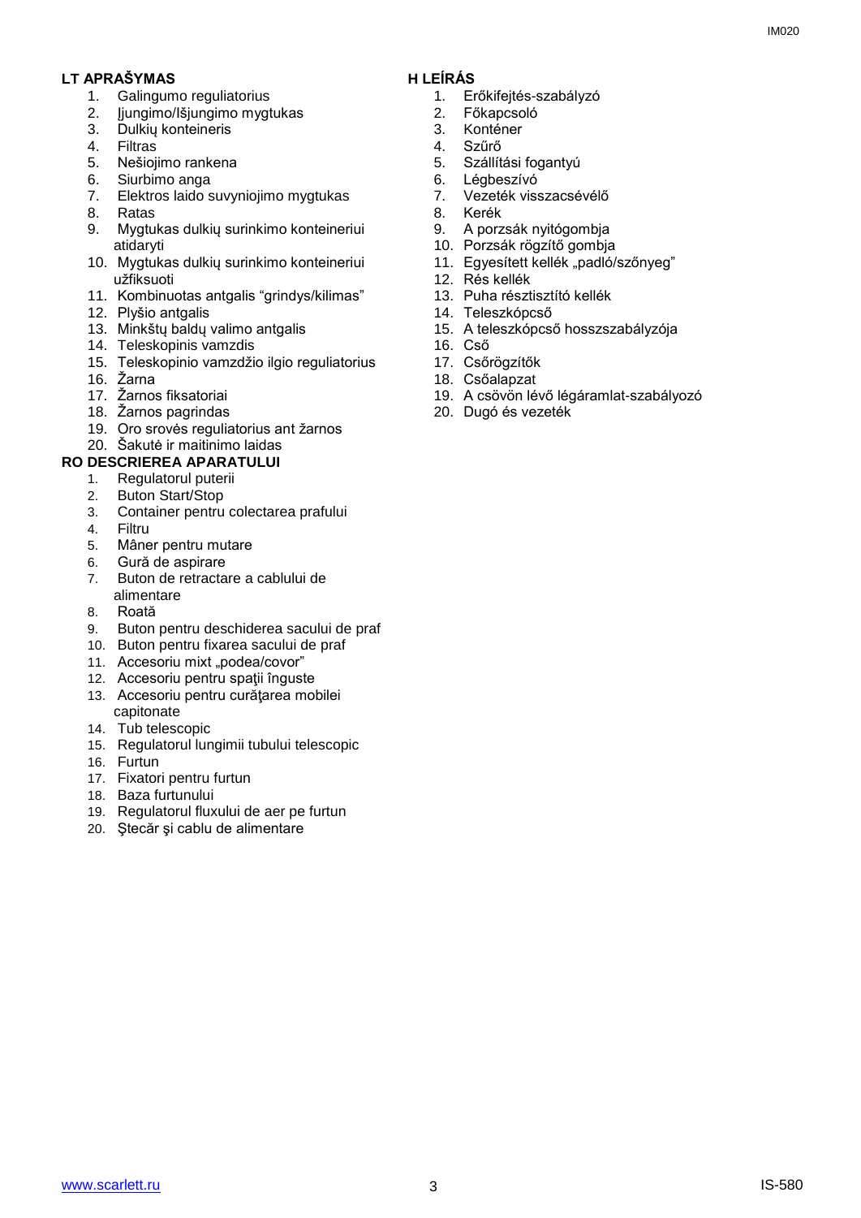## LT APRAŠYMAS

1. Galingumo reguliatorius
2. Įjungimo/Išjungimo mygtukas
3. Dulkių konteineris
4. Filtras
5. Nešiojimo rankena
6. Siurbimo anga
7. Elektros laido suvyniojimo mygtukas
8. Ratas
9. Mygtukas dulkių surinkimo konteineriui atidaryti
10. Mygtukas dulkių surinkimo konteineriui užfiksuoti
11. Kombinuotas antgalis “grindys/kilimas”
12. Plyšio antgalis
13. Minkštų baldų valimo antgalis
14. Teleskopinis vamzdis
15. Teleskopinio vamzdžio ilgio reguliatorius
16. Žarna
17. Žarnos fiksatoriai
18. Žarnos pagrindas
19. Oro srovės reguliatorius ant žarnos
20. Šakutė ir maitinimo laidas

## RO DESCRIEREA APARATULUI

1. Regulatorul puterii
2. Buton Start/Stop
3. Container pentru colectarea prafului
4. Filtru
5. Mâner pentru mutare
6. Gură de aspirare
7. Buton de retractare a cablului de alimentare
8. Roată
9. Buton pentru deschiderea sacului de praf
10. Buton pentru fixarea sacului de praf
11. Accesoriu mixt „podea/covor”
12. Accesoriu pentru spaţii înguste
13. Accesoriu pentru curăţarea mobilei capitonate
14. Tub telescopic
15. Regulatorul lungimii tubului telescopic
16. Furtun
17. Fixatori pentru furtun
18. Baza furtunului
19. Regulatorul fluxului de aer pe furtun
20. Ştecăr şi cablu de alimentare

## H LEÍRÁS

1. Erőkifejtés-szabályzó
2. Főkapcsoló
3. Konténer
4. Szűrő
5. Szállítási fogantyú
6. Légbeszívó
7. Vezeték visszacsévélő
8. Kerék
9. A porzsák nyitógombja
10. Porzsák rögzítő gombja
11. Egyesített kellék „padló/szőnyeg”
12. Rés kellék
13. Puha résztisztító kellék
14. Teleszkópcső
15. A teleszkópcső hosszszabályzója
16. Cső
17. Csőrögzítők
18. Csőalapzat
19. A csövön lévő légáramlat-szabályozó
20. Dugó és vezeték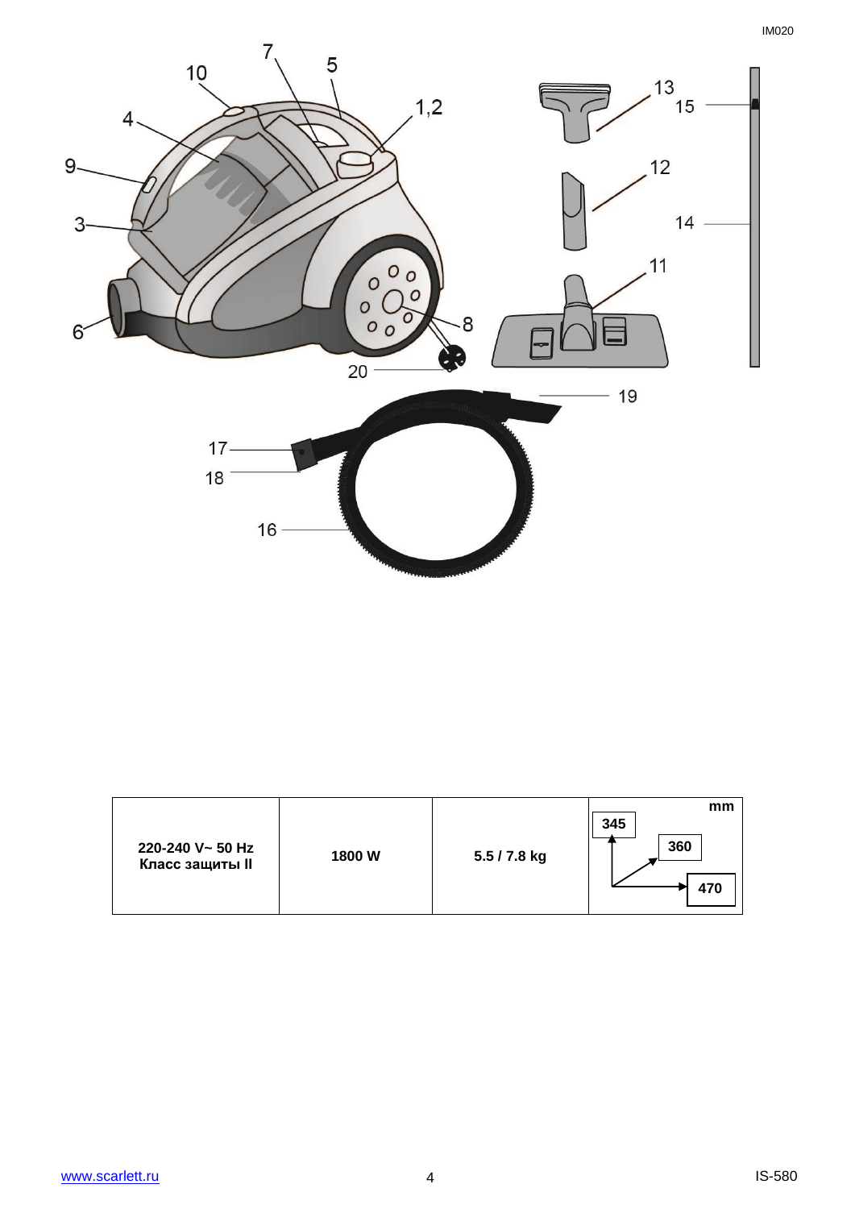| 220-240 V~ 50 Hz<br>Класс защиты II | 1800 W | 5.5 / 7.8 kg | mm<br>345<br>360<br>470 |
|---|---|---|---|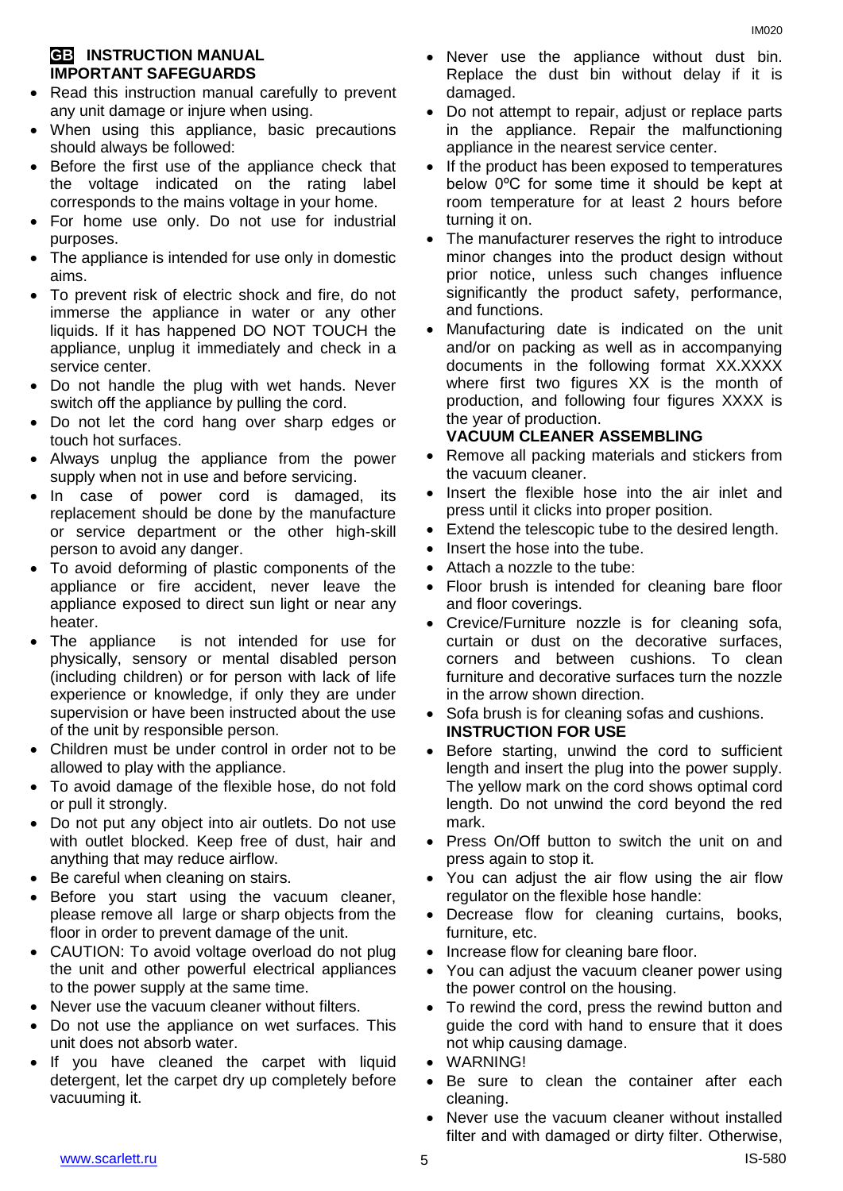## GB INSTRUCTION MANUAL

**IMPORTANT SAFEGUARDS**

- Read this instruction manual carefully to prevent any unit damage or injure when using.
- When using this appliance, basic precautions should always be followed:
- Before the first use of the appliance check that the voltage indicated on the rating label corresponds to the mains voltage in your home.
- For home use only. Do not use for industrial purposes.
- The appliance is intended for use only in domestic aims.
- To prevent risk of electric shock and fire, do not immerse the appliance in water or any other liquids. If it has happened DO NOT TOUCH the appliance, unplug it immediately and check in a service center.
- Do not handle the plug with wet hands. Never switch off the appliance by pulling the cord.
- Do not let the cord hang over sharp edges or touch hot surfaces.
- Always unplug the appliance from the power supply when not in use and before servicing.
- In case of power cord is damaged, its replacement should be done by the manufacture or service department or the other high-skill person to avoid any danger.
- To avoid deforming of plastic components of the appliance or fire accident, never leave the appliance exposed to direct sun light or near any heater.
- The appliance is not intended for use for physically, sensory or mental disabled person (including children) or for person with lack of life experience or knowledge, if only they are under supervision or have been instructed about the use of the unit by responsible person.
- Children must be under control in order not to be allowed to play with the appliance.
- To avoid damage of the flexible hose, do not fold or pull it strongly.
- Do not put any object into air outlets. Do not use with outlet blocked. Keep free of dust, hair and anything that may reduce airflow.
- Be careful when cleaning on stairs.
- Before you start using the vacuum cleaner, please remove all large or sharp objects from the floor in order to prevent damage of the unit.
- CAUTION: To avoid voltage overload do not plug the unit and other powerful electrical appliances to the power supply at the same time.
- Never use the vacuum cleaner without filters.
- Do not use the appliance on wet surfaces. This unit does not absorb water.
- If you have cleaned the carpet with liquid detergent, let the carpet dry up completely before vacuuming it.
- Never use the appliance without dust bin. Replace the dust bin without delay if it is damaged.
- Do not attempt to repair, adjust or replace parts in the appliance. Repair the malfunctioning appliance in the nearest service center.
- If the product has been exposed to temperatures below 0ºC for some time it should be kept at room temperature for at least 2 hours before turning it on.
- The manufacturer reserves the right to introduce minor changes into the product design without prior notice, unless such changes influence significantly the product safety, performance, and functions.
- Manufacturing date is indicated on the unit and/or on packing as well as in accompanying documents in the following format XX.XXXX where first two figures XX is the month of production, and following four figures XXXX is the year of production.

**VACUUM CLEANER ASSEMBLING**

- Remove all packing materials and stickers from the vacuum cleaner.
- Insert the flexible hose into the air inlet and press until it clicks into proper position.
- Extend the telescopic tube to the desired length.
- Insert the hose into the tube.
- Attach a nozzle to the tube:
- Floor brush is intended for cleaning bare floor and floor coverings.
- Crevice/Furniture nozzle is for cleaning sofa, curtain or dust on the decorative surfaces, corners and between cushions. To clean furniture and decorative surfaces turn the nozzle in the arrow shown direction.
- Sofa brush is for cleaning sofas and cushions.

**INSTRUCTION FOR USE**

- Before starting, unwind the cord to sufficient length and insert the plug into the power supply. The yellow mark on the cord shows optimal cord length. Do not unwind the cord beyond the red mark.
- Press On/Off button to switch the unit on and press again to stop it.
- You can adjust the air flow using the air flow regulator on the flexible hose handle:
- Decrease flow for cleaning curtains, books, furniture, etc.
- Increase flow for cleaning bare floor.
- You can adjust the vacuum cleaner power using the power control on the housing.
- To rewind the cord, press the rewind button and guide the cord with hand to ensure that it does not whip causing damage.
- WARNING!
- Be sure to clean the container after each cleaning.
- Never use the vacuum cleaner without installed filter and with damaged or dirty filter. Otherwise,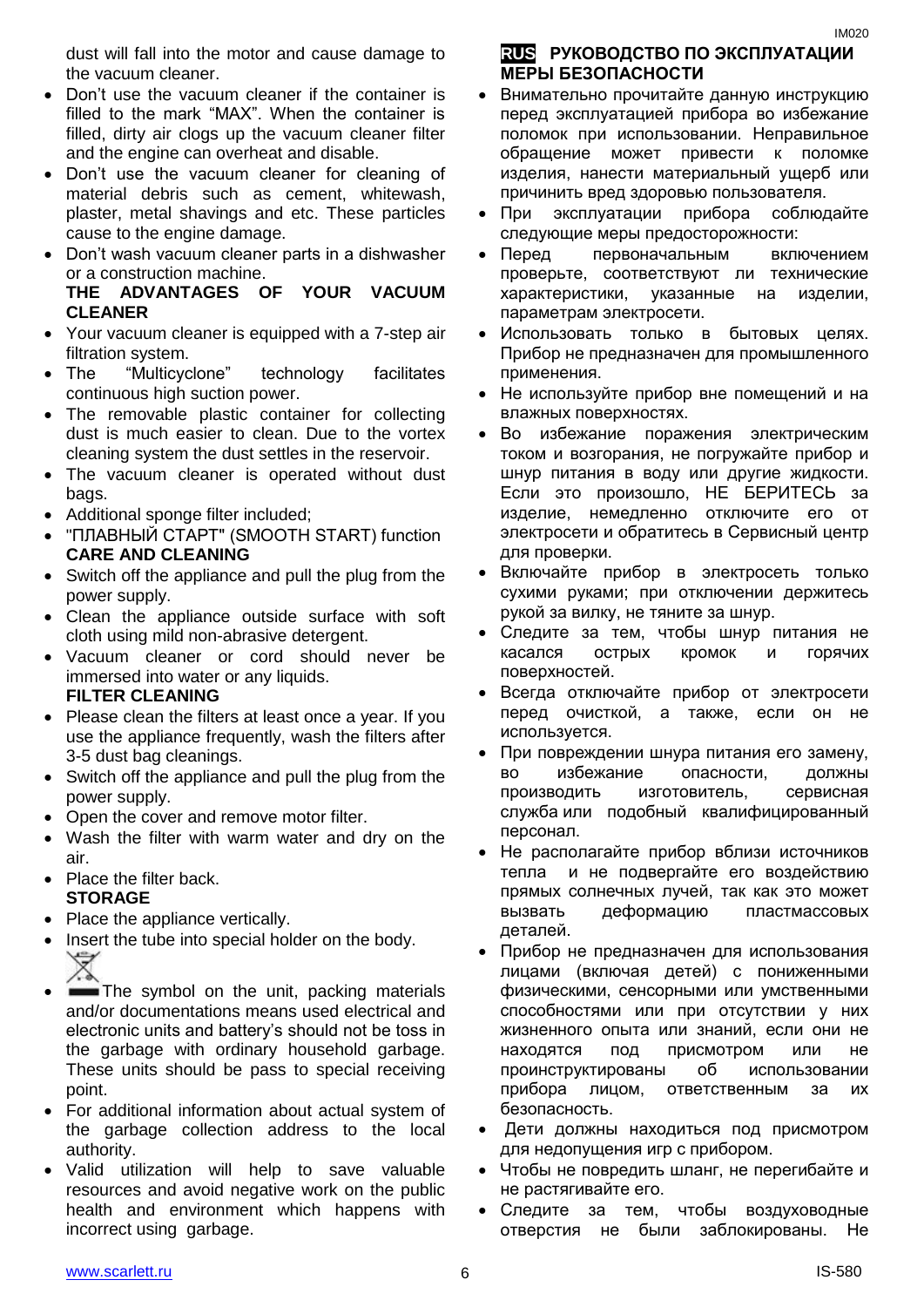dust will fall into the motor and cause damage to the vacuum cleaner.

- Don't use the vacuum cleaner if the container is filled to the mark "MAX". When the container is filled, dirty air clogs up the vacuum cleaner filter and the engine can overheat and disable.
- Don't use the vacuum cleaner for cleaning of material debris such as cement, whitewash, plaster, metal shavings and etc. These particles cause to the engine damage.
- Don't wash vacuum cleaner parts in a dishwasher or a construction machine.

**THE ADVANTAGES OF YOUR VACUUM CLEANER**

- Your vacuum cleaner is equipped with a 7-step air filtration system.
- The "Multicyclone" technology facilitates continuous high suction power.
- The removable plastic container for collecting dust is much easier to clean. Due to the vortex cleaning system the dust settles in the reservoir.
- The vacuum cleaner is operated without dust bags.
- Additional sponge filter included;
- "ПЛАВНЫЙ СТАРТ" (SMOOTH START) function

**CARE AND CLEANING**

- Switch off the appliance and pull the plug from the power supply.
- Clean the appliance outside surface with soft cloth using mild non-abrasive detergent.
- Vacuum cleaner or cord should never be immersed into water or any liquids.

**FILTER CLEANING**

- Please clean the filters at least once a year. If you use the appliance frequently, wash the filters after 3-5 dust bag cleanings.
- Switch off the appliance and pull the plug from the power supply.
- Open the cover and remove motor filter.
- Wash the filter with warm water and dry on the air.
- Place the filter back.

**STORAGE**

- Place the appliance vertically.
- Insert the tube into special holder on the body.
- The symbol on the unit, packing materials and/or documentations means used electrical and electronic units and battery's should not be toss in the garbage with ordinary household garbage. These units should be pass to special receiving point.
- For additional information about actual system of the garbage collection address to the local authority.
- Valid utilization will help to save valuable resources and avoid negative work on the public health and environment which happens with incorrect using garbage.

## RUS РУКОВОДСТВО ПО ЭКСПЛУАТАЦИИ

**МЕРЫ БЕЗОПАСНОСТИ**

- Внимательно прочитайте данную инструкцию перед эксплуатацией прибора во избежание поломок при использовании. Неправильное обращение может привести к поломке изделия, нанести материальный ущерб или причинить вред здоровью пользователя.
- При эксплуатации прибора соблюдайте следующие меры предосторожности:
- Перед первоначальным включением проверьте, соответствуют ли технические характеристики, указанные на изделии, параметрам электросети.
- Использовать только в бытовых целях. Прибор не предназначен для промышленного применения.
- Не используйте прибор вне помещений и на влажных поверхностях.
- Во избежание поражения электрическим током и возгорания, не погружайте прибор и шнур питания в воду или другие жидкости. Если это произошло, НЕ БЕРИТЕСЬ за изделие, немедленно отключите его от электросети и обратитесь в Сервисный центр для проверки.
- Включайте прибор в электросеть только сухими руками; при отключении держитесь рукой за вилку, не тяните за шнур.
- Следите за тем, чтобы шнур питания не касался острых кромок и горячих поверхностей.
- Всегда отключайте прибор от электросети перед очисткой, а также, если он не используется.
- При повреждении шнура питания его замену, во избежание опасности, должны производить изготовитель, сервисная служба или подобный квалифицированный персонал.
- Не располагайте прибор вблизи источников тепла и не подвергайте его воздействию прямых солнечных лучей, так как это может вызвать деформацию пластмассовых деталей.
- Прибор не предназначен для использования лицами (включая детей) с пониженными физическими, сенсорными или умственными способностями или при отсутствии у них жизненного опыта или знаний, если они не находятся под присмотром или не проинструктированы об использовании прибора лицом, ответственным за их безопасность.
- Дети должны находиться под присмотром для недопущения игр с прибором.
- Чтобы не повредить шланг, не перегибайте и не растягивайте его.
- Следите за тем, чтобы воздуховодные отверстия не были заблокированы. Не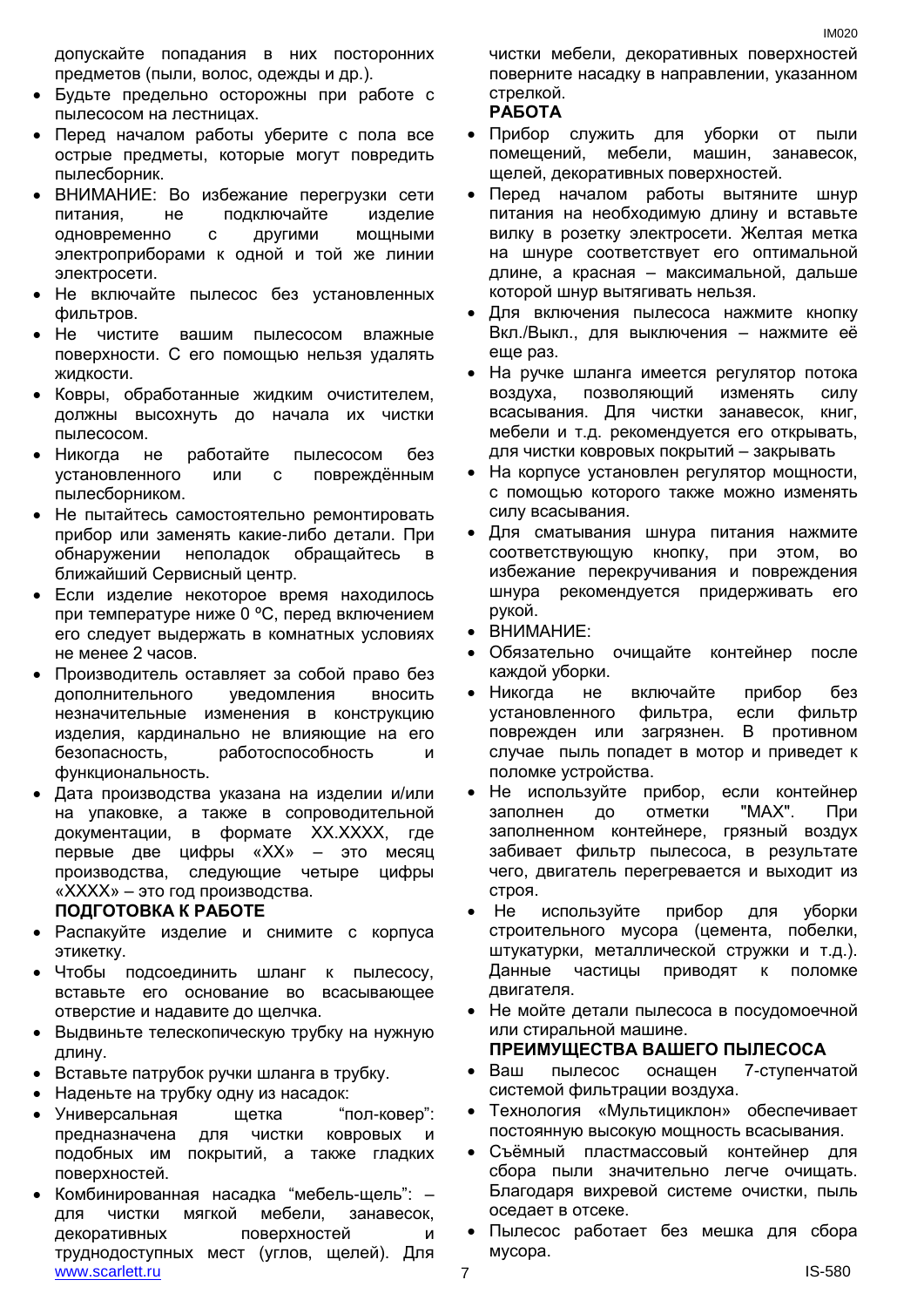допускайте попадания в них посторонних предметов (пыли, волос, одежды и др.).

- Будьте предельно осторожны при работе с пылесосом на лестницах.
- Перед началом работы уберите с пола все острые предметы, которые могут повредить пылесборник.
- ВНИМАНИЕ: Во избежание перегрузки сети питания, не подключайте изделие одновременно с другими мощными электроприборами к одной и той же линии электросети.
- Не включайте пылесос без установленных фильтров.
- Не чистите вашим пылесосом влажные поверхности. С его помощью нельзя удалять жидкости.
- Ковры, обработанные жидким очистителем, должны высохнуть до начала их чистки пылесосом.
- Никогда не работайте пылесосом без установленного или с повреждённым пылесборником.
- Не пытайтесь самостоятельно ремонтировать прибор или заменять какие-либо детали. При обнаружении неполадок обращайтесь в ближайший Сервисный центр.
- Если изделие некоторое время находилось при температуре ниже 0 ºC, перед включением его следует выдержать в комнатных условиях не менее 2 часов.
- Производитель оставляет за собой право без дополнительного уведомления вносить незначительные изменения в конструкцию изделия, кардинально не влияющие на его безопасность, работоспособность и функциональность.
- Дата производства указана на изделии и/или на упаковке, а также в сопроводительной документации, в формате XX.XXXX, где первые две цифры «XX» – это месяц производства, следующие четыре цифры «XXXX» – это год производства.

**ПОДГОТОВКА К РАБОТЕ**

- Распакуйте изделие и снимите с корпуса этикетку.
- Чтобы подсоединить шланг к пылесосу, вставьте его основание во всасывающее отверстие и надавите до щелчка.
- Выдвиньте телескопическую трубку на нужную длину.
- Вставьте патрубок ручки шланга в трубку.
- Наденьте на трубку одну из насадок:
- Универсальная щетка “пол-ковер”: предназначена для чистки ковровых и подобных им покрытий, а также гладких поверхностей.
- Комбинированная насадка “мебель-щель”: – для чистки мягкой мебели, занавесок, декоративных поверхностей и труднодоступных мест (углов, щелей). Для чистки мебели, декоративных поверхностей поверните насадку в направлении, указанном стрелкой.

**РАБОТА**

- Прибор служить для уборки от пыли помещений, мебели, машин, занавесок, щелей, декоративных поверхностей.
- Перед началом работы вытяните шнур питания на необходимую длину и вставьте вилку в розетку электросети. Желтая метка на шнуре соответствует его оптимальной длине, а красная – максимальной, дальше которой шнур вытягивать нельзя.
- Для включения пылесоса нажмите кнопку Вкл./Выкл., для выключения – нажмите её еще раз.
- На ручке шланга имеется регулятор потока воздуха, позволяющий изменять силу всасывания. Для чистки занавесок, книг, мебели и т.д. рекомендуется его открывать, для чистки ковровых покрытий – закрывать
- На корпусе установлен регулятор мощности, с помощью которого также можно изменять силу всасывания.
- Для сматывания шнура питания нажмите соответствующую кнопку, при этом, во избежание перекручивания и повреждения шнура рекомендуется придерживать его рукой.
- ВНИМАНИЕ:
- Обязательно очищайте контейнер после каждой уборки.
- Никогда не включайте прибор без установленного фильтра, если фильтр поврежден или загрязнен. В противном случае пыль попадет в мотор и приведет к поломке устройства.
- Не используйте прибор, если контейнер заполнен до отметки "MAX". При заполненном контейнере, грязный воздух забивает фильтр пылесоса, в результате чего, двигатель перегревается и выходит из строя.
- Не используйте прибор для уборки строительного мусора (цемента, побелки, штукатурки, металлической стружки и т.д.). Данные частицы приводят к поломке двигателя.
- Не мойте детали пылесоса в посудомоечной или стиральной машине.

**ПРЕИМУЩЕСТВА ВАШЕГО ПЫЛЕСОСА**

- Ваш пылесос оснащен 7-ступенчатой системой фильтрации воздуха.
- Технология «Мультициклон» обеспечивает постоянную высокую мощность всасывания.
- Съёмный пластмассовый контейнер для сбора пыли значительно легче очищать. Благодаря вихревой системе очистки, пыль оседает в отсеке.
- Пылесос работает без мешка для сбора мусора.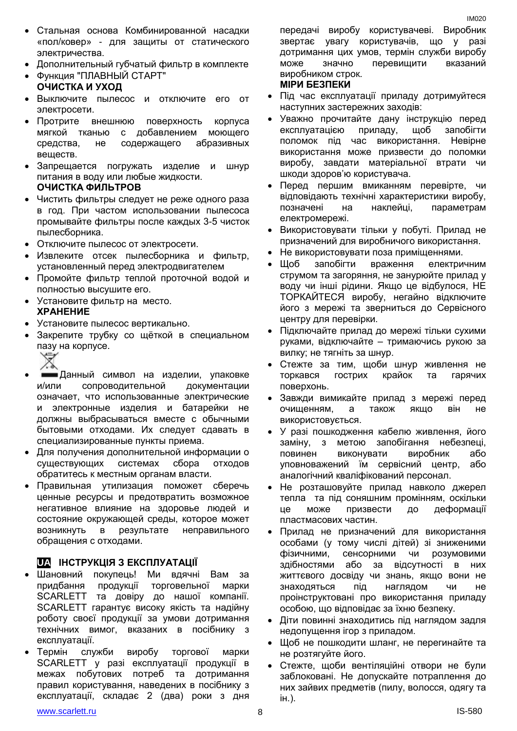- Стальная основа Комбинированной насадки «пол/ковер» - для защиты от статического электричества.
- Дополнительный губчатый фильтр в комплекте
- Функция "ПЛАВНЫЙ СТАРТ"

**ОЧИСТКА И УХОД**

- Выключите пылесос и отключите его от электросети.
- Протрите внешнюю поверхность корпуса мягкой тканью с добавлением моющего средства, не содержащего абразивных веществ.
- Запрещается погружать изделие и шнур питания в воду или любые жидкости.

**ОЧИСТКА ФИЛЬТРОВ**

- Чистить фильтры следует не реже одного раза в год. При частом использовании пылесоса промывайте фильтры после каждых 3-5 чисток пылесборника.
- Отключите пылесос от электросети.
- Извлеките отсек пылесборника и фильтр, установленный перед электродвигателем
- Промойте фильтр теплой проточной водой и полностью высушите его.
- Установите фильтр на место.

**ХРАНЕНИЕ**

- Установите пылесос вертикально.
- Закрепите трубку со щёткой в специальном пазу на корпусе.
- Данный символ на изделии, упаковке и/или сопроводительной документации означает, что использованные электрические и электронные изделия и батарейки не должны выбрасываться вместе с обычными бытовыми отходами. Их следует сдавать в специализированные пункты приема.
- Для получения дополнительной информации о существующих системах сбора отходов обратитесь к местным органам власти.
- Правильная утилизация поможет сберечь ценные ресурсы и предотвратить возможное негативное влияние на здоровье людей и состояние окружающей среды, которое может возникнуть в результате неправильного обращения с отходами.

## UA ІНСТРУКЦІЯ З ЕКСПЛУАТАЦІЇ

- Шановний покупець! Ми вдячні Вам за придбання продукції торговельної марки SCARLETT та довіру до нашої компанії. SCARLETT гарантує високу якість та надійну роботу своєї продукції за умови дотримання технічних вимог, вказаних в посібнику з експлуатації.
- Термін служби виробу торгової марки SCARLETT у разі експлуатації продукції в межах побутових потреб та дотримання правил користування, наведених в посібнику з експлуатації, складає 2 (два) роки з дня передачі виробу користувачеві. Виробник звертає увагу користувачів, що у разі дотримання цих умов, термін служби виробу може значно перевищити вказаний виробником строк.

**МІРИ БЕЗПЕКИ**

- Під час експлуатації приладу дотримуйтеся наступних застережних заходів:
- Уважно прочитайте дану інструкцію перед експлуатацією приладу, щоб запобігти поломок під час використання. Невірне використання може призвести до поломки виробу, завдати матеріальної втрати чи шкоди здоров'ю користувача.
- Перед першим вмиканням перевірте, чи відповідають технічні характеристики виробу, позначені на наклейці, параметрам електромережі.
- Використовувати тільки у побуті. Прилад не призначений для виробничого використання.
- Не використовувати поза приміщеннями.
- Щоб запобігти враження електричним струмом та загоряння, не занурюйте прилад у воду чи інші рідини. Якщо це відбулося, НЕ ТОРКАЙТЕСЯ виробу, негайно відключите його з мережі та зверніться до Сервісного центру для перевірки.
- Підключайте прилад до мережі тільки сухими руками, відключайте – тримаючись рукою за вилку; не тягніть за шнур.
- Стежте за тим, щоби шнур живлення не торкався гострих крайок та гарячих поверхонь.
- Завжди вимикайте прилад з мережі перед очищенням, а також якщо він не використовується.
- У разі пошкодження кабелю живлення, його заміну, з метою запобігання небезпеці, повинен виконувати виробник або уповноважений їм сервісний центр, або аналогічний кваліфікований персонал.
- Не розташовуйте прилад навколо джерел тепла та під соняшним промінням, оскільки це може призвести до деформації пластмасових частин.
- Прилад не призначений для використання особами (у тому числі дітей) зі зниженими фізичними, сенсорними чи розумовими здібностями або за відсутності в них життєвого досвіду чи знань, якщо вони не знаходяться під наглядом чи не проінструктовані про використання приладу особою, що відповідає за їхню безпеку.
- Діти повинні знаходитись під наглядом задля недопущення ігор з приладом.
- Щоб не пошкодити шланг, не перегинайте та не розтягуйте його.
- Стежте, щоби вентіляційні отвори не були заблоковані. Не допускайте потраплення до них зайвих предметів (пилу, волосся, одягу та ін.).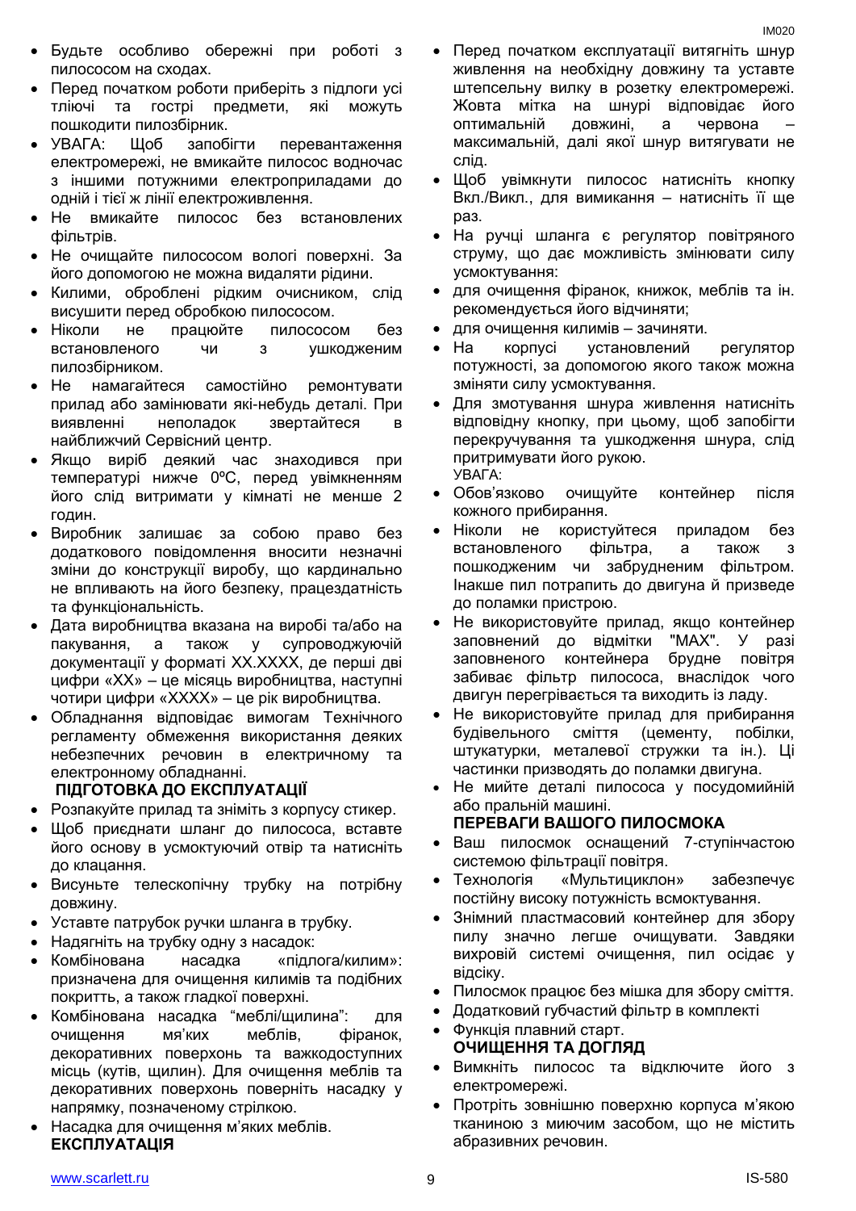- Будьте особливо обережні при роботі з пилососом на сходах.
- Перед початком роботи приберіть з підлоги усі тліючі та гострі предмети, які можуть пошкодити пилозбірник.
- УВАГА: Щоб запобігти перевантаження електромережі, не вмикайте пилосос водночас з іншими потужними електроприладами до одній і тієї ж лінії електроживлення.
- Не вмикайте пилосос без встановлених фільтрів.
- Не очищайте пилососом вологі поверхні. За його допомогою не можна видаляти рідини.
- Килими, оброблені рідким очисником, слід висушити перед обробкою пилососом.
- Ніколи не працюйте пилососом без встановленого чи з ушкодженим пилозбірником.
- Не намагайтеся самостійно ремонтувати прилад або замінювати які-небудь деталі. При виявленні неполадок звертайтеся в найближчий Сервісний центр.
- Якщо виріб деякий час знаходився при температурі нижче 0ºC, перед увімкненням його слід витримати у кімнаті не менше 2 годин.
- Виробник залишає за собою право без додаткового повідомлення вносити незначні зміни до конструкції виробу, що кардинально не впливають на його безпеку, працездатність та функціональність.
- Дата виробництва вказана на виробі та/або на пакування, а також у супроводжуючій документації у форматі XX.XXXX, де перші дві цифри «XX» – це місяць виробництва, наступні чотири цифри «XXXX» – це рік виробництва.
- Обладнання відповідає вимогам Технічного регламенту обмеження використання деяких небезпечних речовин в електричному та електронному обладнанні.

**ПІДГОТОВКА ДО ЕКСПЛУАТАЦІЇ**

- Розпакуйте прилад та зніміть з корпусу стикер.
- Щоб приєднати шланг до пилососа, вставте його основу в усмоктуючий отвір та натисніть до клацання.
- Висуньте телескопічну трубку на потрібну довжину.
- Уставте патрубок ручки шланга в трубку.
- Надягніть на трубку одну з насадок:
- Комбінована насадка «підлога/килим»: призначена для очищення килимів та подібних покриттів, а також гладкої поверхні.
- Комбінована насадка "меблі/щилина": для очищення м'яких меблів, фіранок, декоративних поверхонь та важкодоступних місць (кутів, щилин). Для очищення меблів та декоративних поверхонь поверніть насадку у напрямку, позначеному стрілкою.
- Насадка для очищення м'яких меблів.

**ЕКСПЛУАТАЦІЯ**

- Перед початком експлуатації витягніть шнур живлення на необхідну довжину та уставте штепсельну вилку в розетку електромережі. Жовта мітка на шнурі відповідає його оптимальній довжині, а червона – максимальний, далі якої шнур витягувати не слід.
- Щоб увімкнути пилосос натисніть кнопку Вкл./Викл., для вимикання – натисніть її ще раз.
- На ручці шланга є регулятор повітряного струму, що дає можливість змінювати силу усмоктування:
- для очищення фіранок, книжок, меблів та ін. рекомендується його відчиняти;
- для очищення килимів – зачиняти.
- На корпусі установлений регулятор потужності, за допомогою якого також можна зміняти силу усмоктування.
- Для змотування шнура живлення натисніть відповідну кнопку, при цьому, щоб запобігти перекручування та ушкодження шнура, слід притримувати його рукою.

УВАГА:

- Обов'язково очищуйте контейнер після кожного прибирання.
- Ніколи не користуйтеся приладом без встановленого фільтра, а також з пошкодженим чи забрудненим фільтром. Інакше пил потрапить до двигуна й призведе до поламки пристрою.
- Не використовуйте прилад, якщо контейнер заповнений до відмітки "MAX". У разі заповненого контейнера брудне повітря забиває фільтр пилососа, внаслідок чого двигун перегрівається та виходить із ладу.
- Не використовуйте прилад для прибирання будівельного сміття (цементу, побілки, штукатурки, металевої стружки та ін.). Ці частинки призводять до поламки двигуна.
- Не мийте деталі пилососа у посудомийній або пральній машині.

**ПЕРЕВАГИ ВАШОГО ПИЛОСМОКА**

- Ваш пилосмок оснащений 7-ступінчастою системою фільтрації повітря.
- Технологія «Мультициклон» забезпечує постійну високу потужність всмоктування.
- Знімний пластмасовий контейнер для збору пилу значно легше очищувати. Завдяки вихровій системі очищення, пил осідає у відсіку.
- Пилосмок працює без мішка для збору сміття.
- Додатковий губчастий фільтр в комплекті
- Функція плавний старт.

**ОЧИЩЕННЯ ТА ДОГЛЯД**

- Вимкніть пилосос та відключите його з електромережі.
- Протріть зовнішню поверхню корпуса м'якою тканиною з миючим засобом, що не містить абразивних речовин.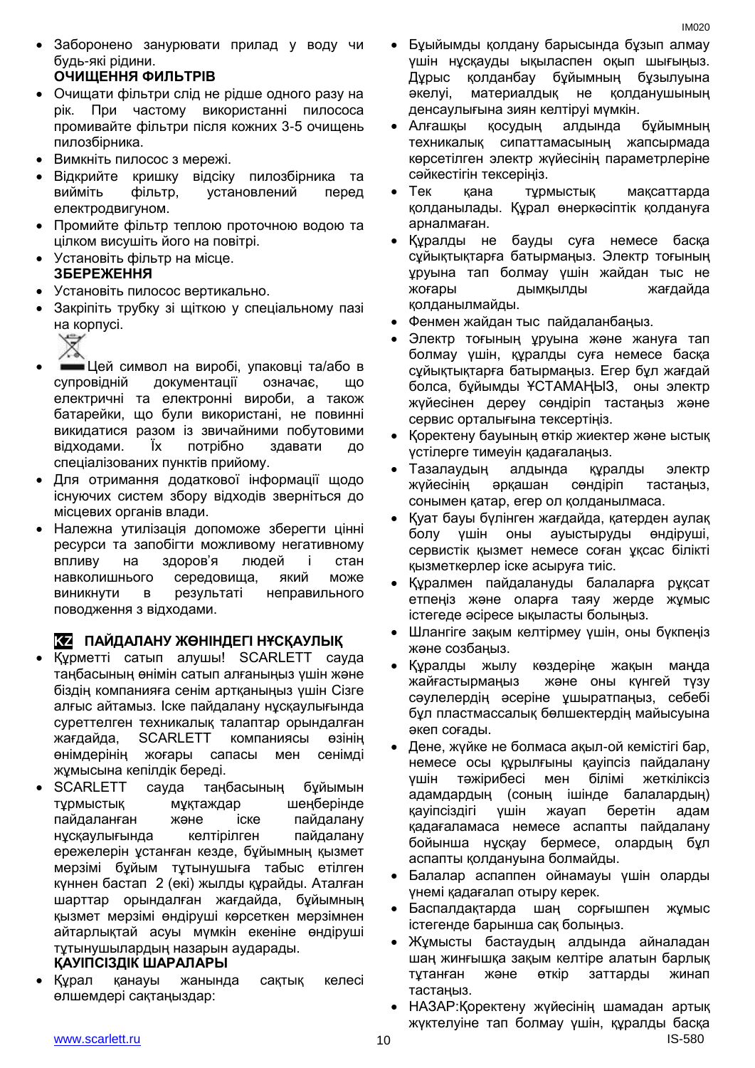- Заборонено занурювати прилад у воду чи будь-які рідини.

**ОЧИЩЕННЯ ФІЛЬТРІВ**

- Очищати фільтри слід не рідше одного разу на рік. При частому використанні пилососа промивайте фільтри після кожних 3-5 очищень пилозбірника.
- Вимкніть пилосос з мережі.
- Відкрийте кришку відсіку пилозбірника та вийміть фільтр, установлений перед електродвигуном.
- Промийте фільтр теплою проточною водою та цілком висушіть його на повітрі.
- Установіть фільтр на місце.

**ЗБЕРЕЖЕННЯ**

- Установіть пилосос вертикально.
- Закріпіть трубку зі щіткою у спеціальному пазі на корпусі.
- Цей символ на виробі, упаковці та/або в супровідній документації означає, що електричні та електронні вироби, а також батарейки, що були використані, не повинні викидатися разом із звичайними побутовими відходами. Їх потрібно здавати до спеціалізованих пунктів прийому.
- Для отримання додаткової інформації щодо існуючих систем збору відходів зверніться до місцевих органів влади.
- Належна утилізація допоможе зберегти цінні ресурси та запобігти можливому негативному впливу на здоров'я людей і стан навколишнього середовища, який може виникнути в результаті неправильного поводження з відходами.

## KZ ПАЙДАЛАНУ ЖӨНІНДЕГІ НҰСҚАУЛЫҚ

- Құрметті сатып алушы! SCARLETT сауда таңбасының өнімін сатып алғаныңыз үшін және біздің компанияға сенім артқаныңыз үшін Сізге алғыс айтамыз. Іске пайдалану нұсқаулығында суреттелген техникалық талаптар орындалған жағдайда, SCARLETT компаниясы өзінің өнімдерінің жоғары сапасы мен сенімді жұмысына кепілдік береді.
- SCARLETT сауда таңбасының бұйымын тұрмыстық мұқтаждар шеңберінде пайдаланған және іске пайдалану нұсқаулығында келтірілген пайдалану ережелерін ұстанған кезде, бұйымның қызмет мерзімі бұйым тұтынушыға табыс етілген күннен бастап 2 (екі) жылды құрайды. Аталған шарттар орындалған жағдайда, бұйымның қызмет мерзімі өндіруші көрсеткен мерзімнен айтарлықтай асуы мүмкін екеніне өндіруші тұтынушылардың назарын аударады.

**ҚАУІПСІЗДІК ШАРАЛАРЫ**

- Құрал қанауы жанында сақтық келесі өлшемдері сақтаңыздар:
- Бұйымды қолдану барысында бұзып алмау үшін нұсқауды ықыласпен оқып шығыңыз. Дұрыс қолданбау бұйымның бұзылуына әкелуі, материалдық не қолданушының денсаулығына зиян келтіруі мүмкін.
- Алғашқы қосудың алдында бұйымның техникалық сипаттамасының жапсырмада көрсетілген электр жүйесінің параметрлеріне сәйкестігін тексеріңіз.
- Тек қана тұрмыстық мақсаттарда қолданылады. Құрал өнеркәсіптік қолдануға арналмаған.
- Құралды не бауды суға немесе басқа сұйықтықтарға батырмаңыз. Электр тоғының ұруына тап болмау үшін жайдан тыс не жоғары дымқылды жағдайда қолданылмайды.
- Фенмен жайдан тыс пайдаланбаңыз.
- Электр тоғының ұруына және жануға тап болмау үшін, құралды суға немесе басқа сұйықтықтарға батырмаңыз. Егер бұл жағдай болса, бұйымды ҰСТАМАҢЫЗ, оны электр жүйесінен дереу сөндіріп тастаңыз және сервис орталығына тексертіңіз.
- Қоректену бауының өткір жиектер және ыстық үстілерге тимеуін қадағалаңыз.
- Тазалаудың алдында құралды электр жүйесінің әрқашан сөндіріп тастаңыз, сонымен қатар, егер ол қолданылмаса.
- Қуат бауы бүлінген жағдайда, қатерден аулақ болу үшін оны ауыстыруды өндіруші, сервистік қызмет немесе соған ұқсас білікті қызметкерлер іске асыруға тиіс.
- Құралмен пайдалануды балаларға рұқсат етпеңіз және оларға таяу жерде жұмыс істегеде әсіресе ықыласты болыңыз.
- Шлангіге зақым келтірмеу үшін, оны бүкпеңіз және созбаңыз.
- Құралды жылу көздеріне жақын маңда жайғастырмаңыз және оны күнгей түзу сәулелердің әсеріне ұшыратпаңыз, себебі бұл пластмассалық бөлшектердің майысуына әкеп соғады.
- Дене, жүйке не болмаса ақыл-ой кемістігі бар, немесе осы құрылғыны қауіпсіз пайдалану үшін тәжірибесі мен білімі жеткіліксіз адамдардың (соның ішінде балалардың) қауіпсіздігі үшін жауап беретін адам қадағаламаса немесе аспапты пайдалану бойынша нұсқау бермесе, олардың бұл аспапты қолдануына болмайды.
- Балалар аспаппен ойнамауы үшін оларды үнемі қадағалап отыру керек.
- Баспалдақтарда шаң сорғышпен жұмыс істегенде барынша сақ болыңыз.
- Жұмысты бастаудың алдында айналадан шаң жинғышқа зақым келтіре алатын барлық тұтанған және өткір заттарды жинап тастаңыз.
- НАЗАР:Қоректену жүйесінің шамадан артық жүктелуіне тап болмау үшін, құралды басқа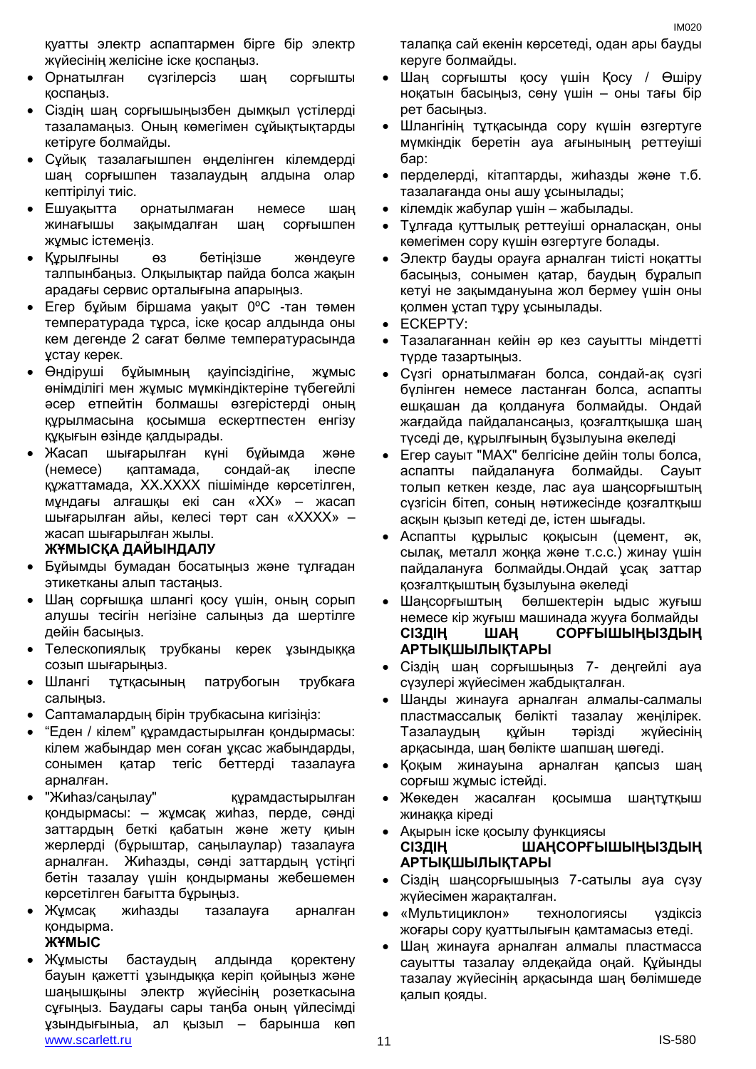қуатты электр аспаптармен бірге бір электр жүйесінің желісіне іске қоспаңыз.

- Орнатылған сүзгілерсіз шаң сорғышты қоспаңыз.
- Сіздің шаң сорғышыңызбен дымқыл үстілерді тазаламаңыз. Оның көмегімен сұйықтықтарды кетіруге болмайды.
- Сұйық тазалағышпен өңделінген кілемдерді шаң сорғышпен тазалаудың алдына олар кептірілуі тиіс.
- Ешуақытта орнатылмаған немесе шаң жинағышы зақымдалған шаң сорғышпен жұмыс істемеңіз.
- Құрылғыны өз бетіңізше жөндеуге талпынбаңыз. Олқылықтар пайда болса жақын арадағы сервис орталығына апарыңыз.
- Егер бұйым біршама уақыт 0ºC -тан төмен температурада тұрса, іске қосар алдында оны кем дегенде 2 сағат бөлме температурасында ұстау керек.
- Өндіруші бұйымның қауіпсіздігіне, жұмыс өнімділігі мен жұмыс мүмкіндіктеріне түбегейлі әсер етпейтін болмашы өзгерістерді оның құрылмасына қосымша ескертпестен енгізу құқығын өзінде қалдырады.
- Жасап шығарылған күні бұйымда және (немесе) қаптамада, сондай-ақ ілеспе құжаттамада, XX.XXXX пішімінде көрсетілген, мұндағы алғашқы екі сан «XX» – жасап шығарылған айы, келесі төрт сан «XXXX» – жасап шығарылған жылы.

**ЖҰМЫСҚА ДАЙЫНДАЛУ**

- Бұйымды бумадан босатыңыз және тұлғадан этикетканы алып тастаңыз.
- Шаң сорғышқа шлангі қосу үшін, оның сорып алушы тесігін негізіне салыңыз да шертілге дейін басыңыз.
- Телескопиялық трубканы керек ұзындыққа созып шығарыңыз.
- Шлангі тұтқасының патрубогын трубкаға салыңыз.
- Саптамалардың бірін трубкасына кигізіңіз:
- “Еден / кілем” құрамдастырылған қондырмасы: кілем жабындар мен соған ұқсас жабындарды, сонымен қатар тегіс беттерді тазалауға арналған.
- "Жиһаз/саңылау" құрамдастырылған қондырмасы: – жұмсақ жиһаз, перде, сәнді заттардың беткі қабатын және жету қиын жерлерді (бұрыштар, саңылаулар) тазалауға арналған. Жиһазды, сәнді заттардың үстіңгі бетін тазалау үшін қондырманы жебешемен көрсетілген бағытта бұрыңыз.
- Жұмсақ жиһазды тазалауға арналған қондырма.

**ЖҰМЫС**

- Жұмысты бастаудың алдында қоректену бауын қажетті ұзындыққа керіп қойыңыз және шаңышқыны электр жүйесінің розеткасына сұғыңыз. Баудағы сары таңба оның үйлесімді ұзындығыныа, ал қызыл – барынша көп талапқа сай екенін көрсетеді, одан ары бауды керуге болмайды.
- Шаң сорғышты қосу үшін Қосу / Өшіру ноқатын басыңыз, сөну үшін – оны тағы бір рет басыңыз.
- Шлангінің тұтқасында сору күшін өзгертуге мүмкіндік беретін ауа ағынының реттеуіші бар:
- перделерді, кітаптарды, жиһазды және т.б. тазалағанда оны ашу ұсынылады;
- кілемдік жабулар үшін – жабылады.
- Тұлғада қуттылық реттеуіші орналасқан, оны көмегімен сору күшін өзгертуге болады.
- Электр бауды орауға арналған тиісті ноқатты басыңыз, сонымен қатар, баудың бұралып кетуі не зақымдануына жол бермеу үшін оны қолмен ұстап тұру ұсынылады.
- ЕСКЕРТУ:
- Тазалағаннан кейін әр кез сауытты міндетті түрде тазартыңыз.
- Сүзгі орнатылмаған болса, сондай-ақ сүзгі бүлінген немесе ластанған болса, аспапты ешқашан да қолдануға болмайды. Ондай жағдайда пайдалансаңыз, қозғалтқышқа шаң түседі де, құрылғының бұзылуына әкеледі
- Егер сауыт "MAX" белгісіне дейін толы болса, аспапты пайдалануға болмайды. Сауыт толып кеткен кезде, лас ауа шаңсорғыштың сүзгісін бітеп, соның нәтижесінде қозғалтқыш асқын қызып кетеді де, істен шығады.
- Аспапты құрылыс қоқысын (цемент, әк, сылақ, металл жоңқа және т.с.с.) жинау үшін пайдалануға болмайды.Ондай ұсақ заттар қозғалтқыштың бұзылуына әкеледі
- Шаңсорғыштың бөлшектерін ыдыс жуғыш немесе кір жуғыш машинада жууға болмайды

**СІЗДІҢ ШАҢ СОРҒЫШЫҢЫЗДЫҢ АРТЫҚШЫЛЫҚТАРЫ**

- Сіздің шаң сорғышыңыз 7- деңгейлі ауа сүзулері жүйесімен жабдықталған.
- Шаңды жинауға арналған алмалы-салмалы пластмассалық бөлікті тазалау жеңілірек. Тазалаудың құйын тәрізді жүйесінің арқасында, шаң бөлікте шапшаң шөгеді.
- Қоқым жинауына арналған қапсыз шаң сорғыш жұмыс істейді.
- Жөкеден жасалған қосымша шаңтұтқыш жинаққа кіреді
- Ақырын іске қосылу функциясы

**СІЗДІҢ ШАҢСОРҒЫШЫҢЫЗДЫҢ АРТЫҚШЫЛЫҚТАРЫ**

- Сіздің шаңсорғышыңыз 7-сатылы ауа сүзу жүйесімен жарақталған.
- «Мультициклон» технологиясы үздіксіз жоғары сору қуаттылығын қамтамасыз етеді.
- Шаң жинауға арналған алмалы пластмасса сауытты тазалау әлдеқайда оңай. Құйынды тазалау жүйесінің арқасында шаң бөлімшеде қалып қояды.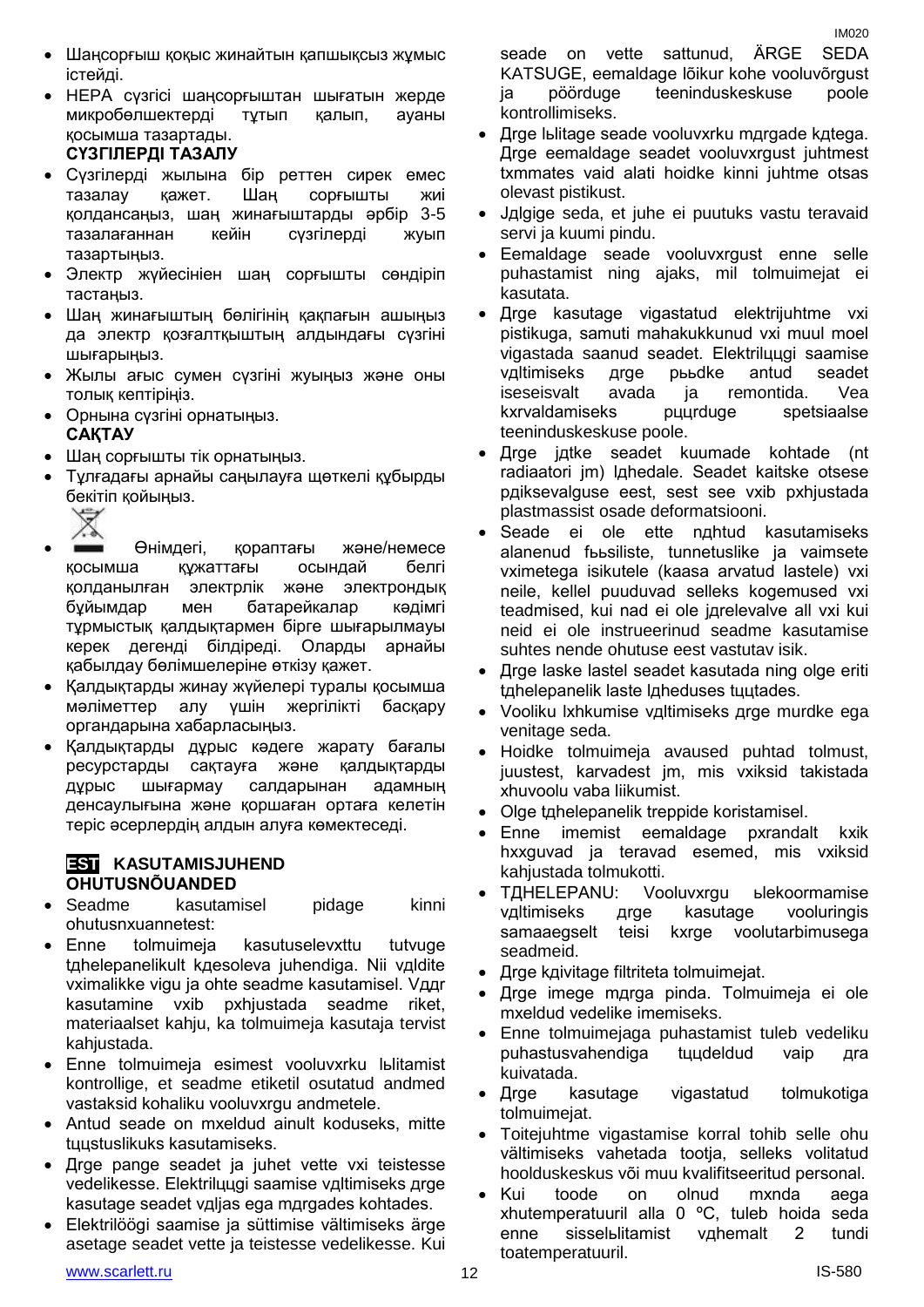- Шаңсорғыш қоқыс жинайтын қапшықсыз жұмыс істейді.
- HEPA сүзгісі шаңсорғыштан шығатын жерде микробөлшектерді тұтып қалып, ауаны қосымша тазартады.

**СҮЗГІЛЕРДІ ТАЗАЛУ**

- Сүзгілерді жылына бір реттен сирек емес тазалау қажет. Шаң сорғышты жиі қолдансаңыз, шаң жинағыштарды әрбір 3-5 тазалағаннан кейін сүзгілерді жуып тазартыңыз.
- Электр жүйесінен шаң сорғышты сөндіріп тастаңыз.
- Шаң жинағыштың бөлігінің қақпағын ашыңыз да электр қозғалтқыштың алдындағы сүзгіні шығарыңыз.
- Жылы ағыс сумен сүзгіні жуыңыз және оны толық кептіріңіз.
- Орнына сүзгіні орнатыңыз.

**САҚТАУ**

- Шаң сорғышты тік орнатыңыз.
- Тұлғадағы арнайы саңылауға щөткелі құбырды бекітіп қойыңыз.
- Өнімдегі, қораптағы және/немесе қосымша құжаттағы осындай белгі қолданылған электрлік және электрондық бұйымдар мен батарейкалар кәдімгі тұрмыстық қалдықтармен бірге шығарылмауы керек дегенді білдіреді. Оларды арнайы қабылдау бөлімшелеріне өткізу қажет.
- Қалдықтарды жинау жүйелері туралы қосымша мәліметтер алу үшін жергілікті басқару органдарына хабарласыңыз.
- Қалдықтарды дұрыс кәдеге жарату бағалы ресурстарды сақтауға және қалдықтарды дұрыс шығармау салдарынан адамның денсаулығына және қоршаған ортаға келетін теріс әсерлердің алдын алуға көмектеседі.

## EST KASUTAMISJUHEND

**OHUTUSNÕUANDED**

- Seadme kasutamisel pidage kinni ohutusnxuannetest:
- Enne tolmuimeja kasutuselevxttu tutvuge tдhelepanelikult kдesoleva juhendiga. Nii vдldite vximalikke vigu ja ohte seadme kasutamisel. Vддr kasutamine vxib pxhjustada seadme riket, materiaalset kahju, ka tolmuimeja kasutaja tervist kahjustada.
- Enne tolmuimeja esimest vooluvxrku lьlitamist kontrollige, et seadme etiketil osutatud andmed vastaksid kohaliku vooluvxrgu andmetele.
- Antud seade on mxeldud ainult koduseks, mitte tццstuslikuks kasutamiseks.
- Дrge pange seadet ja juhet vette vxi teistesse vedelikesse. Elektrilццgi saamise vдltimiseks дrge kasutage seadet vдljas ega mдrgades kohtades.
- Elektrilöögi saamise ja süttimise vältimiseks ärge asetage seadet vette ja teistesse vedelikesse. Kui seade on vette sattunud, ÄRGE SEDA KATSUGE, eemaldage lõikur kohe vooluvõrgust ja pöörduge teeninduskeskuse poole kontrollimiseks.
- Дrge lьlitage seade vooluvxrku mдrgade kдtega. Дrge eemaldage seadet vooluvxrgust juhtmest txmmates vaid alati hoidke kinni juhtme otsas olevast pistikust.
- Jдlgige seda, et juhe ei puutuks vastu teravaid servi ja kuumi pindu.
- Eemaldage seade vooluvxrgust enne selle puhastamist ning ajaks, mil tolmuimejat ei kasutata.
- Дrge kasutage vigastatud elektrijuhtme vxi pistikuga, samuti mahakukkunud vxi muul moel vigastada saanud seadet. Elektrilццgi saamise vдltimiseks дrge рььdke seadet iseseisvalt avada ja remontida. Vea kxrvaldamiseks рццrduge spetsiaalse teeninduskeskuse poole.
- Дrge jдtke seadet kuumade kohtade (nt radiaatori jm) lдhedale. Seadet kaitske otsese рдiksevalguse eest, sest see vxib pxhjustada plastmassist osade deformatsiooni.
- Seade ei ole ette nдhtud kasutamiseks alanenud fььsiliste, tunnetuslike ja vaimsete vximetega isikutele (kaasa arvatud lastele) vxi neile, kellel puuduvad selleks kogemused vxi teadmised, kui nad ei ole jдrelevalve all vxi kui neid ei ole instrueerinud seadme kasutamise suhtes nende ohutuse eest vastutav isik.
- Дrge laske lastel seadet kasutada ning olge eriti tдhelepanelik laste lдheduses tццtades.
- Vooliku lxhkumise vдltimiseks дrge murdke ega venitage seda.
- Hoidke tolmuimeja avaused puhtad tolmust, juustest, karvadest jm, mis vxiksid takistada xhuvoolu vaba liikumist.
- Olge tдhelepanelik treppide koristamisel.
- Enne imemist eemaldage pхrandalt kхik hхguvad ja teravad esemed, mis vхiksid kahjustada tolmukotti.
- TДHELEPANU: Vooluvхrgu ьlekoormamise vдltimiseks дrge kasutage vooluringis samaaegselt teisi kхrge voolutarbimusega seadmeid.
- Дrge kдivitage filtriteta tolmuimejat.
- Дrge imege mдrga pinda. Tolmuimeja ei ole mхeldud vedelike imemiseks.
- Enne tolmuimejaga puhastamist tuleb vedeliku puhastusvahendiga tццdeldud vaip дra kuivatada.
- Дrge kasutage vigastatud tolmukotiga tolmuimejat.
- Toitejuhtme vigastamise korral tohib selle ohu vältimiseks vahetada tootja, selleks volitatud hoolduskeskus või muu kvalifitseeritud personal.
- Kui toode on olnud mхnda aega хhutemperatuuril alla 0 ºC, tuleb hoida seda enne sisselьlitamist vдhemalt 2 tundi toatemperatuuril.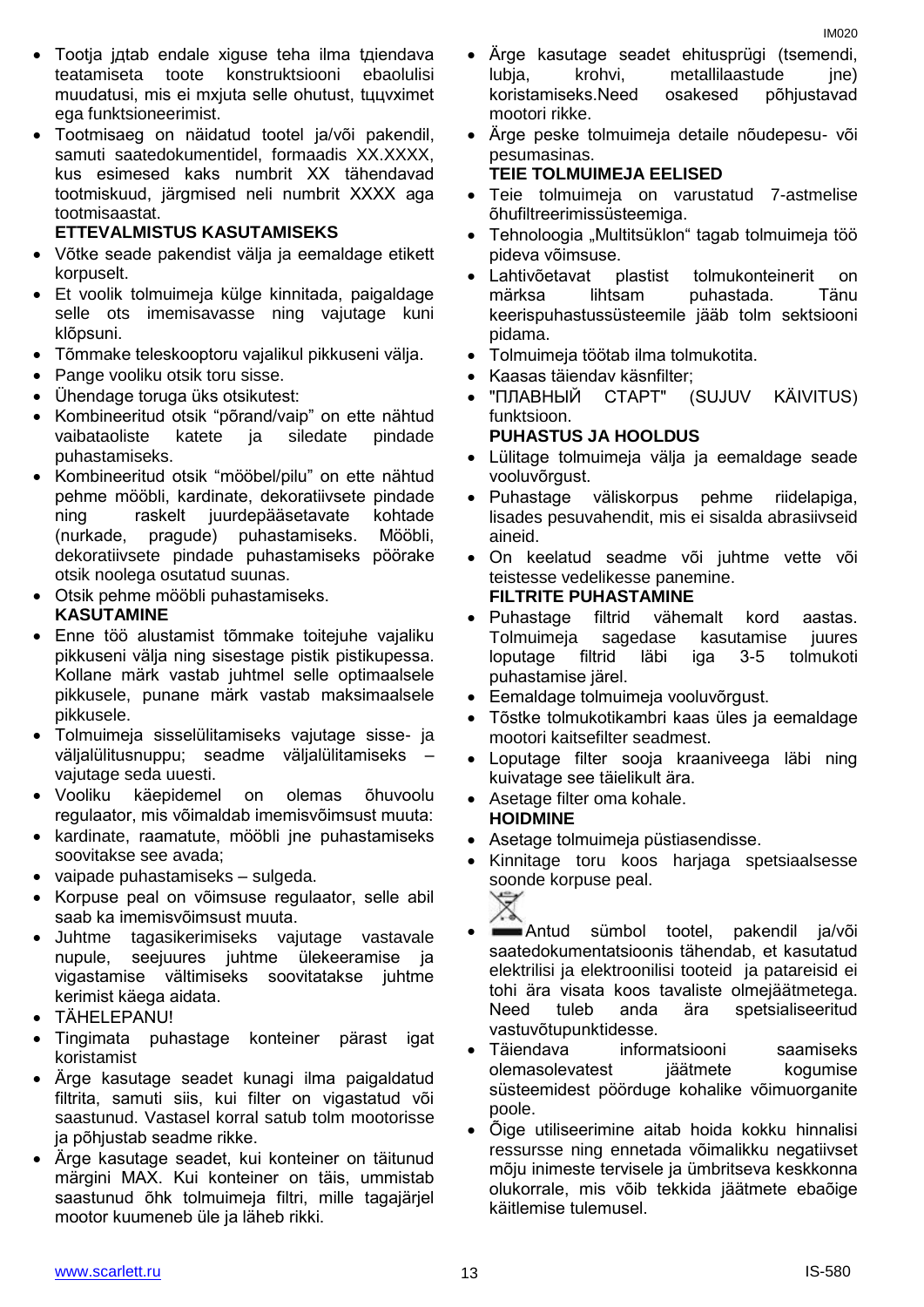- Tootja jдtab endale хiguse teha ilma tдiendava teatamiseta toote konstruktsiooni ebaolulisi muudatusi, mis ei mхjuta selle ohutust, tццvхimet ega funktsioneerimist.
- Tootmisaeg on näidatud tootel ja/või pakendil, samuti saatedokumentidel, formaadis XX.XXXX, kus esimesed kaks numbrit XX tähendavad tootmiskuud, järgmised neli numbrit XXXX aga tootmisaastat.

**ETTEVALMISTUS KASUTAMISEKS**

- Võtke seade pakendist välja ja eemaldage etikett korpuselt.
- Et voolik tolmuimeja külge kinnitada, paigaldage selle ots imemisavasse ning vajutage kuni klõpsuni.
- Tõmmake teleskooptoru vajalikul pikkuseni välja.
- Pange vooliku otsik toru sisse.
- Ühendage toruga üks otsikutest:
- Kombineeritud otsik "põrand/vaip" on ette nähtud vaibataoliste katete ja siledate pindade puhastamiseks.
- Kombineeritud otsik "mööbel/pilu" on ette nähtud pehme mööbli, kardinate, dekoratiivsete pindade ning raskelt juurdepääsetavate kohtade (nurkade, pragude) puhastamiseks. Mööbli, dekoratiivsete pindade puhastamiseks pöörake otsik noolega osutatud suunas.
- Otsik pehme mööbli puhastamiseks.

**KASUTAMINE**

- Enne töö alustamist tõmmake toitejuhe vajaliku pikkuseni välja ning sisestage pistik pistikupessa. Kollane märk vastab juhtmel selle optimaalsele pikkusele, punane märk vastab maksimaalsele pikkusele.
- Tolmuimeja sisselülitamiseks vajutage sisse- ja väljalülitusnuppu; seadme väljalülitamiseks – vajutage seda uuesti.
- Vooliku käepidemel on olemas õhuvoolu regulaator, mis võimaldab imemisvõimsust muuta:
- kardinate, raamatute, mööbli jne puhastamiseks soovitakse see avada;
- vaipade puhastamiseks – sulgeda.
- Korpuse peal on võimsuse regulaator, selle abil saab ka imemisvõimsust muuta.
- Juhtme tagasikerimiseks vajutage vastavale nupule, seejuures juhtme ülekeeramise ja vigastamise vältimiseks soovitatakse juhtme kerimist käega aidata.
- TÄHELEPANU!
- Tingimata puhastage konteiner pärast igat koristamist
- Ärge kasutage seadet kunagi ilma paigaldatud filtrita, samuti siis, kui filter on vigastatud või saastunud. Vastasel korral satub tolm mootorisse ja põhjustab seadme rikke.
- Ärge kasutage seadet, kui konteiner on täitunud märgini MAX. Kui konteiner on täis, ummistab saastunud õhk tolmuimeja filtri, mille tagajärjel mootor kuumeneb üle ja läheb rikki.
- Ärge kasutage seadet ehitusprügi (tsemendi, lubja, krohvi, metallilaastude jne) koristamiseks.Need osakesed põhjustavad mootori rikke.
- Ärge peske tolmuimeja detaile nõudepesu- või pesumasinas.

**TEIE TOLMUIMEJA EELISED**

- Teie tolmuimeja on varustatud 7-astmelise õhufiltreerimissüsteemiga.
- Tehnoloogia „Multitsüklon" tagab tolmuimeja töö pideva võimsuse.
- Lahtivõetavat plastist tolmukonteinerit on märksa lihtsam puhastada. Tänu keerispuhastussüsteemile jääb tolm sektsiooni pidama.
- Tolmuimeja töötab ilma tolmukotita.
- Kaasas täiendav käsnfilter;
- "ПЛАВНЫЙ СТАРТ" (SUJUV KÄIVITUS) funktsioon.

**PUHASTUS JA HOOLDUS**

- Lülitage tolmuimeja välja ja eemaldage seade vooluvõrgust.
- Puhastage väliskorpus pehme riidelapiga, lisades pesuvahendit, mis ei sisalda abrasiivseid aineid.
- On keelatud seadme või juhtme vette või teistesse vedelikesse panemine.

**FILTRITE PUHASTAMINE**

- Puhastage filtrid vähemalt kord aastas. Tolmuimeja sagedase kasutamise juures loputage filtrid läbi iga 3-5 tolmukoti puhastamise järel.
- Eemaldage tolmuimeja vooluvõrgust.
- Tõstke tolmukotikambri kaas üles ja eemaldage mootori kaitsefilter seadmest.
- Loputage filter sooja kraaniveega läbi ning kuivatage see täielikult ära.
- Asetage filter oma kohale.

**HOIDMINE**

- Asetage tolmuimeja püstiasendisse.
- Kinnitage toru koos harjaga spetsiaalsesse soonde korpuse peal.
- Antud sümbol tootel, pakendil ja/või saatedokumentatsioonis tähendab, et kasutatud elektrilisi ja elektroonilisi tooteid ja patareisid ei tohi ära visata koos tavaliste olmejäätmetega. Need tuleb anda ära spetsialiseeritud vastuvõtupunktidesse.
- Täiendava informatsiooni saamiseks olemasolevatest jäätmete kogumise süsteemidest pöörduge kohalike võimuorganite poole.
- Õige utiliseerimine aitab hoida kokku hinnalisi ressursse ning ennetada võimalikku negatiivset mõju inimeste tervisele ja ümbritseva keskkonna olukorrale, mis võib tekkida jäätmete ebaõige käitlemise tulemusel.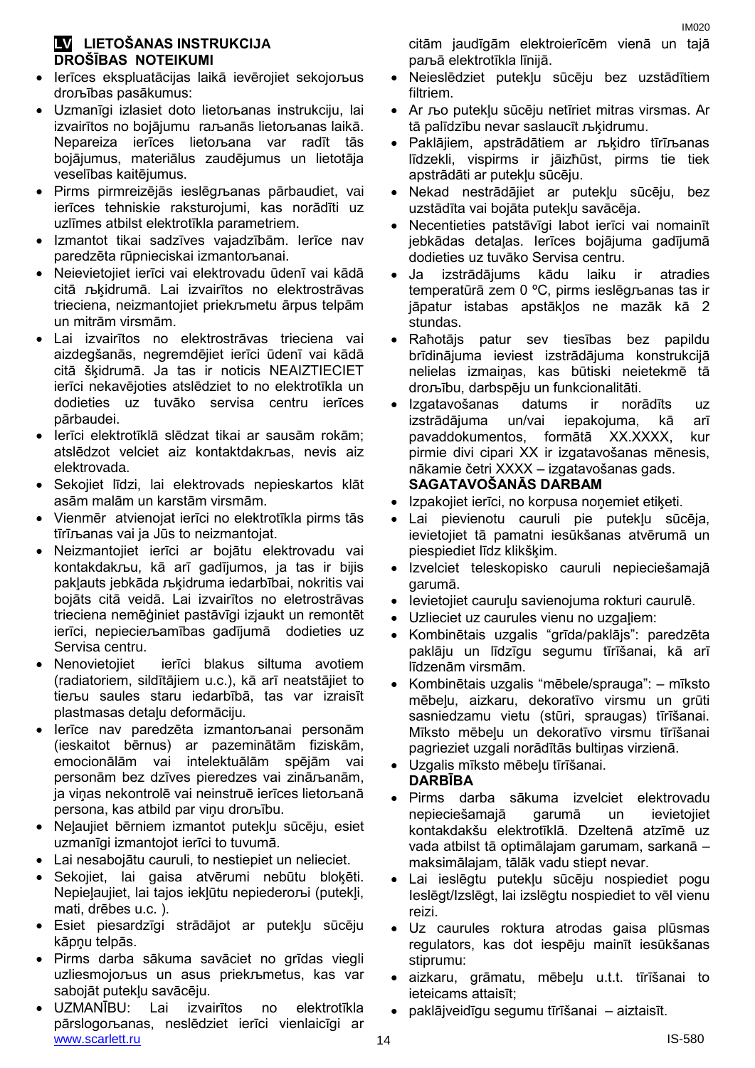## LV LIETOŠANAS INSTRUKCIJA

### DROŠĪBAS NOTEIKUMI

- Ierīces ekspluatācijas laikā ievērojiet sekojoņus drońības pasākumus:
- Uzmanīgi izlasiet doto lietońanas instrukciju, lai izvairītos no bojājumu raņanās lietońanas laikā. Nepareiza ierīces lietońana var radīt tās bojājumus, materiālus zaudējumus un lietotāja veselības kaitējumus.
- Pirms pirmreizējās ieslēgńanas pārbaudiet, vai ierīces tehniskie raksturojumi, kas norādīti uz uzlīmes atbilst elektrotīkla parametriem.
- Izmantot tikai sadzīves vajadzībām. Ierīce nav paredzēta rūpnieciskai izmantońanai.
- Neievietojiet ierīci vai elektrovadu ūdenī vai kādā citā ńķidrumā. Lai izvairītos no elektrostrāvas trieciena, neizmantojiet priekńmetu ārpus telpām un mitrām virsmām.
- Lai izvairītos no elektrostrāvas trieciena vai aizdegšanās, negremdējiet ierīci ūdenī vai kādā citā šķidrumā. Ja tas ir noticis NEAIZTIECIET ierīci nekavējoties atslēdziet to no elektrotīkla un dodieties uz tuvāko servisa centru ierīces pārbaudei.
- Ierīci elektrotīklā slēdzat tikai ar sausām rokām; atslēdzot velciet aiz kontaktdakńas, nevis aiz elektrovada.
- Sekojiet līdzi, lai elektrovads nepieskartos klāt asām malām un karstām virsmām.
- Vienmēr atvienojat ierīci no elektrotīkla pirms tās tīrīńanas vai ja Jūs to neizmantojat.
- Neizmantojiet ierīci ar bojātu elektrovadu vai kontakdakńu, kā arī gadījumos, ja tas ir bijis paklauts jebkāda ńķidruma iedarbībai, nokritis vai bojāts citā veidā. Lai izvairītos no eletrostrāvas trieciena nemēģiniet pastāvīgi izjaukt un remontēt ierīci, nepieciešamības gadījumā dodieties uz Servisa centru.
- Nenovietojiet ierīci blakus siltuma avotiem (radiatoriem, sildītājiem u.c.), kā arī neatstājiet to tieńu saules staru iedarbībā, tas var izraisīt plastmasas detaļu deformāciju.
- Ierīce nav paredzēta izmantońanai personām (ieskaitot bērnus) ar pazeminātām fiziskām, emocionālām vai intelektuālām spējām vai personām bez dzīves pieredzes vai zināńanām, ja viņas nekontrolē vai neinstruē ierīces lietońanā persona, kas atbild par viņu drońību.
- Neļaujiet bērniem izmantot putekļu sūcēju, esiet uzmanīgi izmantojot ierīci to tuvumā.
- Lai nesabojātu cauruli, to nestiepiet un nelieciet.
- Sekojiet, lai gaisa atvērumi nebūtu bloķēti. Nepieļaujiet, lai tajos iekļūtu nepiederońi (putekļi, mati, drēbes u.c. ).
- Esiet piesardzīgi strādājot ar putekļu sūcēju kāpņu telpās.
- Pirms darba sākuma savāciet no grīdas viegli uzliesmojońus un asus priekńmetus, kas var sabojāt putekļu savācēju.
- UZMANĪBU: Lai izvairītos no elektrotīkla pārslogońanas, neslēdziet ierīci vienlaicīgi ar citām jaudīgām elektroierīcēm vienā un tajā paņā elektrotīkla līnijā.
- Neieslēdziet putekļu sūcēju bez uzstādītiem filtriem.
- Ar ńo putekļu sūcēju netīriet mitras virsmas. Ar tā palīdzību nevar saslaucīt ńķidrumu.
- Paklājiem, apstrādātiem ar ńķidro tīrīńanas līdzekli, vispirms ir jāizņūst, pirms tie tiek apstrādāti ar putekļu sūcēju.
- Nekad nestrādājiet ar putekļu sūcēju, bez uzstādīta vai bojāta putekļu savācēja.
- Necentieties patstāvīgi labot ierīci vai nomainīt jebkādas detaļas. Ierīces bojājuma gadījumā dodieties uz tuvāko Servisa centru.
- Ja izstrādājums kādu laiku ir atradies temperatūrā zem 0 ºC, pirms ieslēgńanas tas ir jāpatur istabas apstākļos ne mazāk kā 2 stundas.
- Raņotājs patur sev tiesības bez papildu brīdinājuma ieviest izstrādājuma konstrukcijā nelielas izmaiņas, kas būtiski neietekmē tā drońību, darbspēju un funkcionalitāti.
- Izgatavońanas datums ir norādīts uz izstrādājuma un/vai iepakojuma, kā arī pavaddokumentos, formātā XX.XXXX, kur pirmie divi cipari XX ir izgatavońanas mēnesis, nākamie četri XXXX – izgatavońanas gads.

### SAGATAVOŃANĀS DARBAM

- Izpakojiet ierīci, no korpusa noņemiet etiķeti.
- Lai pievienotu cauruli pie putekļu sūcēja, ievietojiet tā pamatni iesūkńanas atvērumā un piespiediet līdz klikšķim.
- Izvelciet teleskopisko cauruli nepieciešamajā garumā.
- Ievietojiet cauruļu savienojuma rokturi caurulē.
- Uzlieciet uz caurules vienu no uzgaļiem:
- Kombinētais uzgalis “grīda/paklājs”: paredzēta paklāju un līdzīgu segumu tīrīšanai, kā arī līdzenām virsmām.
- Kombinētais uzgalis “mēbele/sprauga”: – mīksto mēbeļu, aizkaru, dekoratīvo virsmu un grūti sasniedzamu vietu (stūri, spraugas) tīrīšanai. Mīksto mēbeļu un dekoratīvo virsmu tīrīšanai pagrieziet uzgali norādītās bultiņas virzienā.
- Uzgalis mīksto mēbeļu tīrīšanai.

### DARBĪBA

- Pirms darba sākuma izvelciet elektrovadu nepieciešamajā garumā un ievietojiet kontakdakšu elektrotīklā. Dzeltenā atzīmē uz vada atbilst tā optimālajam garumam, sarkanā – maksimālajam, tālāk vadu stiept nevar.
- Lai ieslēgtu putekļu sūcēju nospiediet pogu Ieslēgt/Izslēgt, lai izslēgtu nospiediet to vēl vienu reizi.
- Uz caurules roktura atrodas gaisa plūsmas regulators, kas dot iespēju mainīt iesūkšanas stiprumu:
- aizkaru, grāmatu, mēbeļu u.t.t. tīrīšanai to ieteicams attaisīt;
- paklājveidīgu segumu tīrīšanai – aiztaisīt.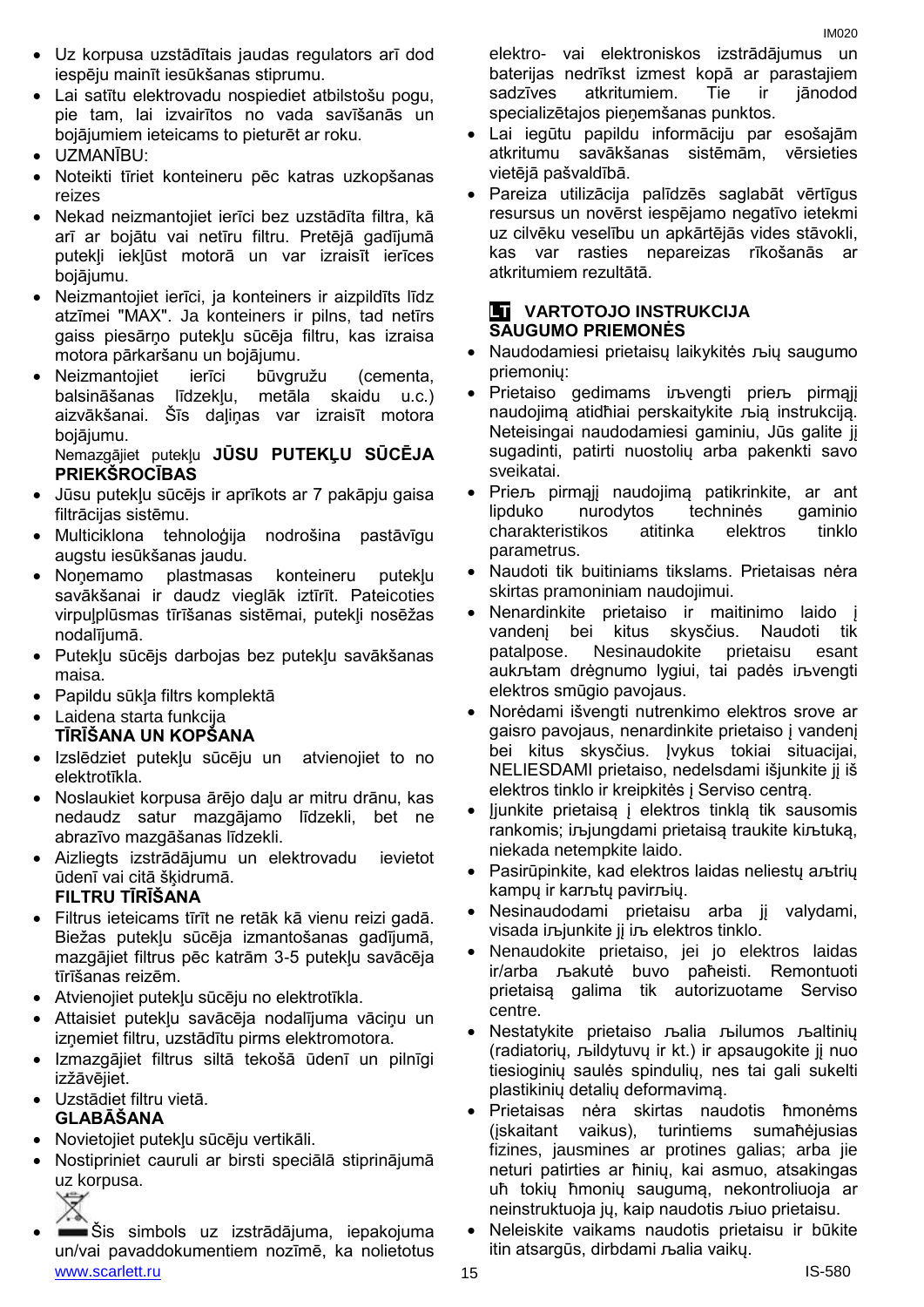- Uz korpusa uzstādītais jaudas regulators arī dod iespēju mainīt iesūkšanas stiprumu.
- Lai satītu elektrovadu nospiediet atbilstošu pogu, pie tam, lai izvairītos no vada savīšanās un bojājumiem ieteicams to pieturēt ar roku.
- UZMANĪBU:
- Noteikti tīriet konteineru pēc katras uzkopšanas reizes
- Nekad neizmantojiet ierīci bez uzstādīta filtra, kā arī ar bojātu vai netīru filtru. Pretējā gadījumā putekļi iekļūst motorā un var izraisīt ierīces bojājumu.
- Neizmantojiet ierīci, ja konteiners ir aizpildīts līdz atzīmei "MAX". Ja konteiners ir pilns, tad netīrs gaiss piesārņo putekļu sūcēja filtru, kas izraisa motora pārkaršanu un bojājumu.
- Neizmantojiet ierīci būvgružu (cementa, balsināšanas līdzekļu, metāla skaidu u.c.) aizvākšanai. Šīs daļiņas var izraisīt motora bojājumu.

Nemazgājiet putekļu **JŪSU PUTEKĻU SŪCĒJA PRIEKŠROCĪBAS**

- Jūsu putekļu sūcējs ir aprīkots ar 7 pakāpju gaisa filtrācijas sistēmu.
- Multiciklona tehnoloģija nodrošina pastāvīgu augstu iesūkšanas jaudu.
- Noņemamo plastmasas konteineru putekļu savākšanai ir daudz vieglāk iztīrīt. Pateicoties virpuļplūsmas tīrīšanas sistēmai, putekļi nosēžas nodalījumā.
- Putekļu sūcējs darbojas bez putekļu savākšanas maisa.
- Papildu sūkļa filtrs komplektā
- Laidena starta funkcija

**TĪRĪŠANA UN KOPŠANA**

- Izslēdziet putekļu sūcēju un atvienojiet to no elektrotīkla.
- Noslaukiet korpusa ārējo daļu ar mitru drānu, kas nedaudz satur mazgājamo līdzekli, bet ne abrazīvo mazgāšanas līdzekli.
- Aizliegts izstrādājumu un elektrovadu ievietot ūdenī vai citā šķidrumā.

**FILTRU TĪRĪŠANA**

- Filtrus ieteicams tīrīt ne retāk kā vienu reizi gadā. Biežas putekļu sūcēja izmantošanas gadījumā, mazgājiet filtrus pēc katrām 3-5 putekļu savācēja tīrīšanas reizēm.
- Atvienojiet putekļu sūcēju no elektrotīkla.
- Attaisiet putekļu savācēja nodalījuma vāciņu un izņemiet filtru, uzstādītu pirms elektromotora.
- Izmazgājiet filtrus siltā tekošā ūdenī un pilnīgi izžāvējiet.
- Uzstādiet filtru vietā.

**GLABĀŠANA**

- Novietojiet putekļu sūcēju vertikāli.
- Nostipriniet cauruli ar birsti speciālā stiprinājumā uz korpusa.
- Šis simbols uz izstrādājuma, iepakojuma un/vai pavaddokumentiem nozīmē, ka nolietotus elektro- vai elektroniskos izstrādājumus un baterijas nedrīkst izmest kopā ar parastajiem sadzīves atkritumiem. Tie ir jānodod specializētajos pieņemšanas punktos.
- Lai iegūtu papildu informāciju par esošajām atkritumu savākšanas sistēmām, vērsieties vietējā pašvaldībā.
- Pareiza utilizācija palīdzēs saglabāt vērtīgus resursus un novērst iespējamo negatīvo ietekmi uz cilvēku veselību un apkārtējās vides stāvokli, kas var rasties nepareizas rīkošanās ar atkritumiem rezultātā.

## LT VARTOTOJO INSTRUKCIJA
**SAUGUMO PRIEMONĖS**

- Naudodamiesi prietaisų laikykitės šių saugumo priemonių:
- Prietaiso gedimams išvengti prieš pirmąjį naudojimą atidžiai perskaitykite šią instrukciją. Neteisingai naudodamiesi gaminiu, Jūs galite jį sugadinti, patirti nuostolių arba pakenkti savo sveikatai.
- Prieš pirmąjį naudojimą patikrinkite, ar ant lipduko nurodytos techninės gaminio charakteristikos atitinka elektros tinklo parametrus.
- Naudoti tik buitiniams tikslams. Prietaisas nėra skirtas pramoniniam naudojimui.
- Nenardinkite prietaiso ir maitinimo laido į vandenį bei kitus skysčius. Naudoti tik patalpose. Nesinaudokite prietaisu esant aukštam drėgnumo lygiui, tai padės išvengti elektros smūgio pavojaus.
- Norėdami išvengti nutrenkimo elektros srove ar gaisro pavojaus, nenardinkite prietaiso į vandenį bei kitus skysčius. Įvykus tokiai situacijai, NELIESDAMI prietaiso, nedelsdami išjunkite jį iš elektros tinklo ir kreipkitės į Serviso centrą.
- Įjunkite prietaisą į elektros tinklą tik sausomis rankomis; išjungdami prietaisą traukite kištuką, niekada netempkite laido.
- Pasirūpinkite, kad elektros laidas neliestų aštrių kampų ir karštų paviršių.
- Nesinaudodami prietaisu arba jį valydami, visada išjunkite jį iš elektros tinklo.
- Nenaudokite prietaiso, jei jo elektros laidas ir/arba šakutė buvo pažeisti. Remontuoti prietaisą galima tik autorizuotame Serviso centre.
- Nestatykite prietaiso šalia šilumos šaltinių (radiatorių, šildytuvų ir kt.) ir apsaugokite jį nuo tiesioginių saulės spindulių, nes tai gali sukelti plastikinių detalių deformavimą.
- Prietaisas nėra skirtas naudotis žmonėms (įskaitant vaikus), turintiems sumažėjusias fizines, jausmines ar protines galias; arba jie neturi patirties ar žinių, kai asmuo, atsakingas už tokių žmonių saugumą, nekontroliuoja ar neinstruktuoja jų, kaip naudotis šiuo prietaisu.
- Neleiskite vaikams naudotis prietaisu ir būkite itin atsargūs, dirbdami šalia vaikų.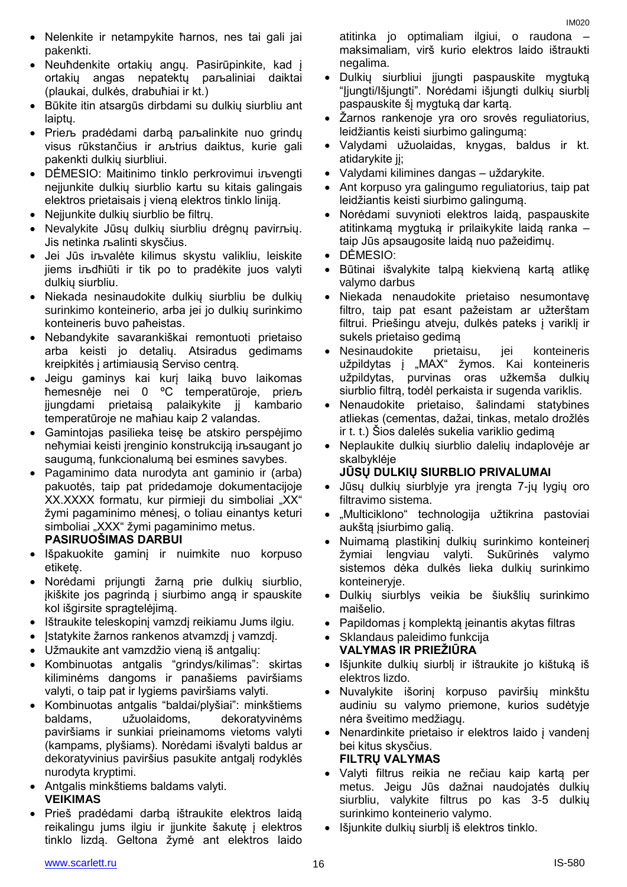- Nelenkite ir netampykite ћarnos, nes tai gali jai pakenkti.
- Neuћdenkite ortakių angų. Pasirūpinkite, kad į ortakių angas nepatektų paљaliniai daiktai (plaukai, dulkės, drabuћiai ir kt.)
- Būkite itin atsargūs dirbdami su dulkių siurbliu ant laiptų.
- Prieљ pradėdami darbą paљalinkite nuo grindų visus rūkstančius ir aљtrius daiktus, kurie gali pakenkti dulkių siurbliui.
- DĖMESIO: Maitinimo tinklo perkrovimui iљvengti neįjunkite dulkių siurblio kartu su kitais galingais elektros prietaisais į vieną elektros tinklo liniją.
- Neįjunkite dulkių siurblio be filtrų.
- Nevalykite Jūsų dulkių siurbliu drėgnų paviršių. Jis netinka љalinti skysčius.
- Jei Jūs iљvalėte kilimus skystu valikliu, leiskite jiems iљdћiūti ir tik po to pradėkite juos valyti dulkių siurbliu.
- Niekada nesinaudokite dulkių siurbliu be dulkių surinkimo konteinerio, arba jei jo dulkių surinkimo konteineris buvo paћeistas.
- Nebandykite savarankiškai remontuoti prietaiso arba keisti jo detalių. Atsiradus gedimams kreipkitės į artimiausią Serviso centrą.
- Jeigu gaminys kai kurį laiką buvo laikomas ћemesnėje nei 0 ºC temperatūroje, prieљ įjungdami prietaisą palaikykite jį kambario temperatūroje ne maћiau kaip 2 valandas.
- Gamintojas pasilieka teisę be atskiro perspėjimo neћymiai keisti įrenginio konstrukciją iљsaugant jo saugumą, funkcionalumą bei esmines savybes.
- Pagaminimo data nurodyta ant gaminio ir (arba) pakuotės, taip pat pridedamoje dokumentacijoje XX.XXXX formatu, kur pirmieji du simboliai „XX“ žymi pagaminimo mėnesį, o toliau einantys keturi simboliai „XXX“ žymi pagaminimo metus.

**PASIRUOŠIMAS DARBUI**

- Išpakuokite gaminį ir nuimkite nuo korpuso etiketę.
- Norėdami prijungti žarną prie dulkių siurblio, įkiškite jos pagrindą į siurbimo angą ir spauskite kol išgirsite spragtelėjimą.
- Ištraukite teleskopinį vamzdį reikiamu Jums ilgiu.
- Įstatykite žarnos rankenos atvamzdį į vamzdį.
- Užmaukite ant vamzdžio vieną iš antgalių:
- Kombinuotas antgalis “grindys/kilimas”: skirtas kiliminėms dangoms ir panašiems paviršiams valyti, o taip pat ir lygiems paviršiams valyti.
- Kombinuotas antgalis “baldai/plyšiai”: minkštiems baldams, užuolaidoms, dekoratyvinėms paviršiams ir sunkiai prieinamoms vietoms valyti (kampams, plyšiams). Norėdami išvalyti baldus ar dekoratyvinius paviršius pasukite antgalį rodyklės nurodyta kryptimi.
- Antgalis minkštiems baldams valyti.

**VEIKIMAS**

- Prieš pradėdami darbą ištraukite elektros laidą reikalingu jums ilgiu ir įjunkite šakutę į elektros tinklo lizdą. Geltona žymė ant elektros laido atitinka jo optimaliam ilgiui, o raudona – maksimaliam, virš kurio elektros laido ištraukti negalima.
- Dulkių siurbliui įjungti paspauskite mygtuką “Įjungti/Išjungti”. Norėdami išjungti dulkių siurblį paspauskite šį mygtuką dar kartą.
- Žarnos rankenoje yra oro srovės reguliatorius, leidžiantis keisti siurbimo galingumą:
- Valydami užuolaidas, knygas, baldus ir kt. atidarykite jį;
- Valydami kilimines dangas – uždarykite.
- Ant korpuso yra galingumo reguliatorius, taip pat leidžiantis keisti siurbimo galingumą.
- Norėdami suvynioti elektros laidą, paspauskite atitinkamą mygtuką ir prilaikykite laidą ranka – taip Jūs apsaugosite laidą nuo pažeidimų.
- DĖMESIO:
- Būtinai išvalykite talpą kiekvieną kartą atlikę valymo darbus
- Niekada nenaudokite prietaiso nesumontavę filtro, taip pat esant pažeistam ar užterštam filtrui. Priešingu atveju, dulkės pateks į variklį ir sukels prietaiso gedimą
- Nesinaudokite prietaisu, jei konteineris užpildytas į „MAX“ žymos. Kai konteineris užpildytas, purvinas oras užkemša dulkių siurblio filtrą, todėl perkaista ir sugenda variklis.
- Nenaudokite prietaiso, šalindami statybines atliekas (cementas, dažai, tinkas, metalo drožlės ir t. t.) Šios dalelės sukelia variklio gedimą
- Neplaukite dulkių siurblio dalelių indaplovėje ar skalbyklėje

**JŪSŲ DULKIŲ SIURBLIO PRIVALUMAI**

- Jūsų dulkių siurblyje yra įrengta 7-jų lygių oro filtravimo sistema.
- „Multiciklono“ technologija užtikrina pastoviai aukštą įsiurbimo galią.
- Nuimamą plastikinį dulkių surinkimo konteinerį žymiai lengviau valyti. Sukūrinės valymo sistemos dėka dulkės lieka dulkių surinkimo konteineryje.
- Dulkių siurblys veikia be šiukšlių surinkimo maišelio.
- Papildomas į komplektą įeinantis akytas filtras
- Sklandaus paleidimo funkcija

**VALYMAS IR PRIEŽIŪRA**

- Išjunkite dulkių siurblį ir ištraukite jo kištuką iš elektros lizdo.
- Nuvalykite išorinį korpuso paviršių minkštu audiniu su valymo priemone, kurios sudėtyje nėra šveitimo medžiagų.
- Nenardinkite prietaiso ir elektros laido į vandenį bei kitus skysčius.

**FILTRŲ VALYMAS**

- Valyti filtrus reikia ne rečiau kaip kartą per metus. Jeigu Jūs dažnai naudojatės dulkių siurbliu, valykite filtrus po kas 3-5 dulkių surinkimo konteinerio valymo.
- Išjunkite dulkių siurblį iš elektros tinklo.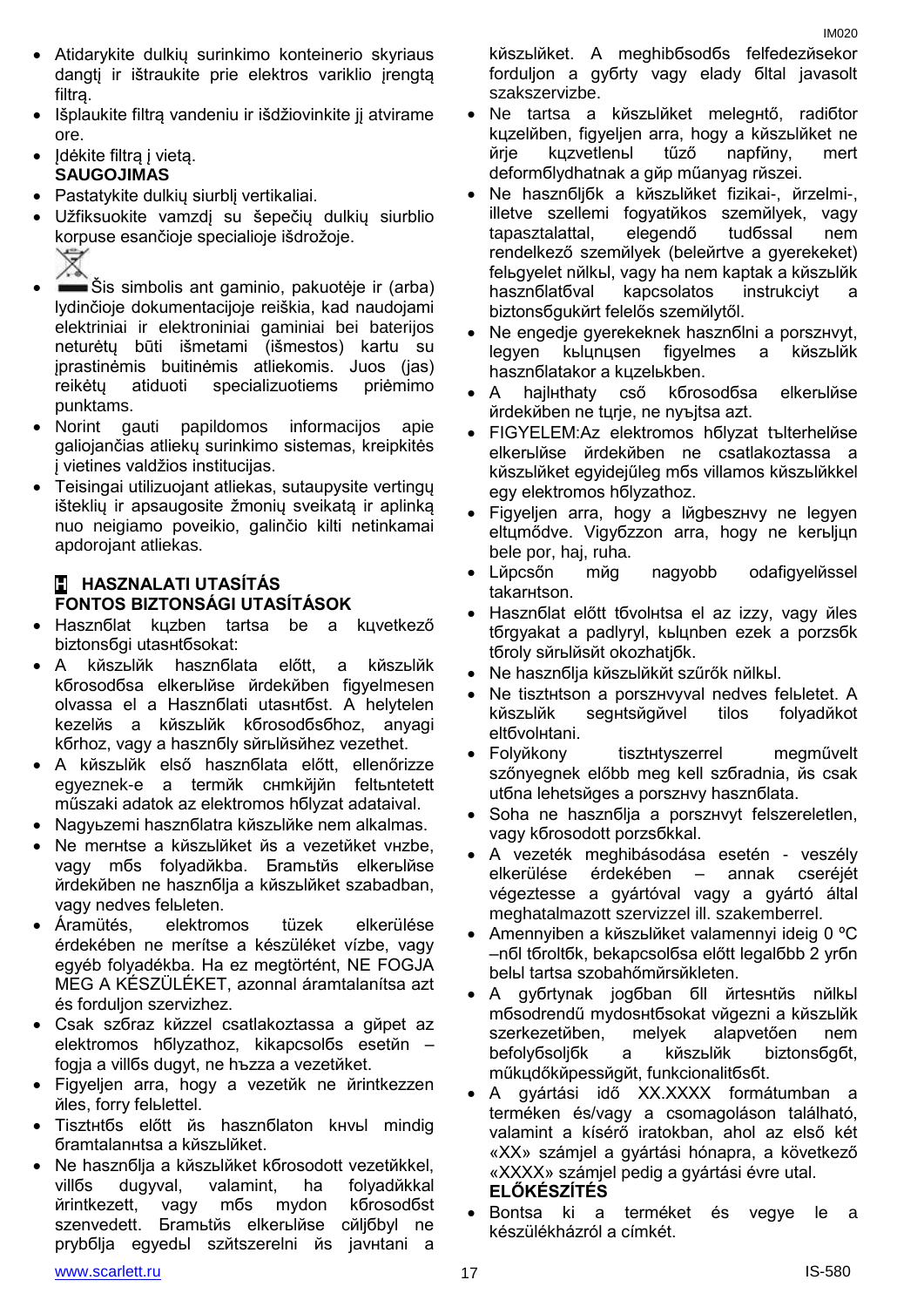- Atidarykite dulkių surinkimo konteinerio skyriaus dangtį ir ištraukite prie elektros variklio įrengtą filtrą.
- Išplaukite filtrą vandeniu ir išdžiovinkite jį atvirame ore.
- Įdėkite filtrą į vietą.

**SAUGOJIMAS**

- Pastatykite dulkių siurblį vertikaliai.
- Užfiksuokite vamzdį su šepečių dulkių siurblio korpuse esančioje specialioje išdrožoje.
- Šis simbolis ant gaminio, pakuotėje ir (arba) lydinčioje dokumentacijoje reiškia, kad naudojami elektriniai ir elektroniniai gaminiai bei baterijos neturėtų būti išmetami (išmestos) kartu su įprastinėmis buitinėmis atliekomis. Juos (jas) reikėtų atiduoti specializuotiems priėmimo punktams.
- Norint gauti papildomos informacijos apie galiojančias atliekų surinkimo sistemas, kreipkitės į vietines valdžios institucijas.
- Teisingai utilizuojant atliekas, sutaupysite vertingų išteklių ir apsaugosite žmonių sveikatą ir aplinką nuo neigiamo poveikio, galinčio kilti netinkamai apdorojant atliekas.

## H HASZNALATI UTASÍTÁS

**FONTOS BIZTONSÁGI UTASÍTÁSOK**

- Használat kцzben tartsa be a kцvetkező biztonsбgi utasнtбsokat:
- A kйszьlйk hasznбlata előtt, a kйszьlйk kбrosodбsa elkerьlйse йrdekйben figyelmesen olvassa el a Hasznбlati utasнtбst. A helytelen kezelйs a kйszьlйk kбrosodбsбhoz, anyagi kбrhoz, vagy a hasznбly sйrьlйsйhez vezethet.
- A kйszьlйk első hasznбlata előtt, ellenőrizze egyeznek-e a termйk cнmkйjйn feltьntetett műszaki adatok az elektromos hбlyzat adataival.
- Nagyьzemi hasznбlatra kйszьlйke nem alkalmas.
- Ne merнtse a kйszьlйket йs a vezetйket vнzbe, vagy mбs folyadйkba. Бramьtйs elkerьlйse йrdekйben ne hasznбlja a kйszьlйket szabadban, vagy nedves felьleten.
- Áramütés, elektromos tüzek elkerülése érdekében ne merítse a készüléket vízbe, vagy egyéb folyadékba. Ha ez megtörtént, NE FOGJA MEG A KÉSZÜLÉKET, azonnal áramtalanítsa azt és forduljon szervizhez.
- Csak szбraz kйzzel csatlakoztassa a gйpet az elektromos hбlyzathoz, kikapcsolбs esetйn – fogja a villбs dugyt, ne hъzza a vezetйket.
- Figyeljen arra, hogy a vezetйk ne йrintkezzen йles, forry felьlettel.
- Tisztнtбs előtt йs hasznбlaton kнvьl mindig бramtalanнtsa a kйszьlйket.
- Ne hasznбlja a kйszьlйket kбrosodott vezetйkkel, villбs dugyval, valamint, ha folyadйkkal йrintkezett, vagy mбs mydon kбrosodбst szenvedett. Бramьtйs elkerьlйse cйljбbyl ne prybбlja egyedьl szйtszerelni йs javнtani a kйszьlйket. A meghibбsodбs felfedezйsekor forduljon a gyбrty vagy elady бltal javasolt szakszervizbe.
- Ne tartsa a kйszьlйket meleghнtő, radiбtor kцzelйben, figyeljen arra, hogy a kйszьlйket ne йrje kцzvetlenьl tűző napfйny, mert deformбlydhatnak a gйp műanyag rйszei.
- Ne hasznбljбk a kйszьlйket fizikai-, йrzelmi-, illetve szellemi fogyatйkos szemйlyek, vagy tapasztalattal, elegendő tudбssal nem rendelkező szemйlyek (beleйrtve a gyerekeket) felьgyelet nйlkьl, vagy ha nem kaptak a kйszьlйk hasznбlatбval kapcsolatos instrukciyt a biztonsбgukйrt felelős szemйlytől.
- Ne engedje gyerekeknek hasznбlni a porszнvyt, legyen kьlцnцsen figyelmes a kйszьlйk hasznбlatakor a kцzelьkben.
- A hajlнthaty cső kбrosodбsa elkerьlйse йrdekйben ne tцrje, ne nyъjtsa azt.
- FIGYELEM:Az elektromos hбlyzat tъlterhelйse elkerьlйse йrdekйben ne csatlakoztassa a kйszьlйket egyidejűleg mбs villamos kйszьlйkkel egy elektromos hбlyzathoz.
- Figyeljen arra, hogy a lйgbeszнvy ne legyen eltцmődve. Vigyбzzon arra, hogy ne kerьljцn bele por, haj, ruha.
- Lйpcsőn mйg nagyobb odafigyelйssel takarнtson.
- Hasznбlat előtt tбvolнtsa el az izzy, йles tбrgyakat a padlyryl, kьlцnben ezek a porzsбk tбroly sйrьlйsйt okozhatjбk.
- Ne hasznбlja kйszьlйkйt szűrők nйlkьl.
- Ne tisztнtson a porszнvyval nedves felьletet. A kйszьlйk segнtsйgйvel tilos folyadйkot eltбvolнtani.
- Folyйkony tisztнtyszerrel megművelt szőnyegnek előbb meg kell szбradnia, йs csak utбna lehetsйges a porszнvy hasznбlata.
- Soha ne hasznбlja a porszнvyt felszereletlen, vagy kбrosodott porzsбkkal.
- A vezeték meghibásodása esetén - veszély elkerülése érdekében – annak cseréjét végeztesse a gyártóval vagy a gyártó által meghatalmazott szervizzel ill. szakemberrel.
- Amennyiben a kйszьlйket valamennyi ideig 0 ºC –nбl tбroltбk, bekapcsolбsa előtt legalбbb 2 уrбn belьl tartsa szobahőmйrsйkleten.
- A gyбrtynak jogбban бll йrtesнtйs nйlkьl mбsodrendű mydosнtбsokat vйgezni a kйszьlйk szerkezetйben, melyek alapvetően nem befolyбsoljбk a kйszьlйk biztonsбgбt, műkцdőkйpessйgйt, funkcionalitбsбt.
- A gyártási idő XX.XXXX formátumban a terméken és/vagy a csomagoláson található, valamint a kísérő iratokban, ahol az első két «XX» számjel a gyártási hónapra, a következő «XXXX» számjel pedig a gyártási évre utal.

**ELŐKÉSZÍTÉS**

- Bontsa ki a terméket és vegye le a készülékházról a címkét.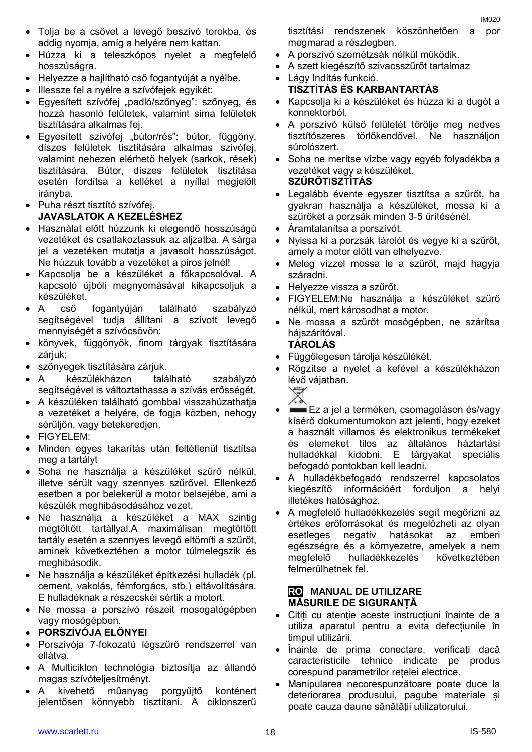- Tolja be a csövet a levegő beszívó torokba, és addig nyomja, amíg a helyére nem kattan.
- Húzza ki a teleszkópos nyelet a megfelelő hosszúságra.
- Helyezze a hajlítható cső fogantyúját a nyélbe.
- Illessze fel a nyélre a szívófejek egyikét:
- Egyesített szívófej „padló/szőnyeg": szőnyeg, és hozzá hasonló felületek, valamint sima felületek tisztítására alkalmas fej.
- Egyesített szívófej „bútor/rés": bútor, függöny, díszes felületek tisztítására alkalmas szívófej, valamint nehezen elérhető helyek (sarkok, rések) tisztítására. Bútor, díszes felületek tisztítása esetén fordítsa a kelléket a nyíllal megjelölt irányba.
- Puha részt tisztító szívófej.

**JAVASLATOK A KEZELÉSHEZ**

- Használat előtt húzzunk ki elegendő hosszúságú vezetéket és csatlakoztassuk az aljzatba. A sárga jel a vezetéken mutatja a javasolt hosszúságot. Ne húzzuk tovább a vezetéket a piros jelnél!
- Kapcsolja be a készüléket a főkapcsolóval. A kapcsoló újbóli megnyomásával kikapcsoljuk a készüléket.
- A cső fogantyúján található szabályzó segítségével tudja állítani a szívott levegő mennyiségét a szívócsövön:
- könyvek, függönyök, finom tárgyak tisztítására zárjuk;
- szőnyegek tisztítására zárjuk.
- A készülékházon található szabályzó segítségével is változtathassa a szívás erősségét.
- A készüléken található gombbal visszahúzathatja a vezetéket a helyére, de fogja közben, nehogy sérüljön, vagy betekeredjen.
- FIGYELEM:
- Minden egyes takarítás után feltétlenül tisztítsa meg a tartályt
- Soha ne használja a készüléket szűrő nélkül, illetve sérült vagy szennyes szűrővel. Ellenkező esetben a por belekerül a motor belsejébe, ami a készülék meghibásodásához vezet.
- Ne használja a készüléket a MAX szintig megtöltött tartállyal.A maximálisan megtöltött tartály esetén a szennyes levegő eltömíti a szűrőt, aminek következtében a motor túlmelegszik és meghibásodik.
- Ne használja a készüléket építkezési hulladék (pl. cement, vakolás, fémforgács, stb.) eltávolítására. E hulladéknak a részecskéi sértik a motort.
- Ne mossa a porszívó részeit mosogatógépben vagy mosógépben.
- **PORSZÍVÓJA ELŐNYEI**
- Porszívója 7-fokozatú légszűrő rendszerrel van ellátva.
- A Multiciklon technológia biztosítja az állandó magas szívóteljesítményt.
- A kivehető műanyag porgyűjtő konténert jelentősen könnyebb tisztítani. A ciklonszerű tisztítási rendszerek köszönhetően a por megmarad a részlegben.
- A porszívó szemétzsák nélkül működik.
- A szett kiegészítő szivacsszűrőt tartalmaz
- Lágy Indítás funkció.

**TISZTÍTÁS ÉS KARBANTARTÁS**

- Kapcsolja ki a készüléket és húzza ki a dugót a konnektorból.
- A porszívó külső felületét törölje meg nedves tisztítószeres törlőkendővel. Ne használjon súrolószert.
- Soha ne merítse vízbe vagy egyéb folyadékba a vezetéket vagy a készüléket.

**SZŰRŐTISZTÍTÁS**

- Legalább évente egyszer tisztítsa a szűrőt, ha gyakran használja a készüléket, mossa ki a szűrőket a porzsák minden 3-5 ürítésénél.
- Áramtalanítsa a porszívót.
- Nyissa ki a porzsák tárolót és vegye ki a szűrőt, amely a motor előtt van elhelyezve.
- Meleg vízzel mossa le a szűrőt, majd hagyja száradni.
- Helyezze vissza a szűrőt.
- FIGYELEM:Ne használja a készüléket szűrő nélkül, mert károsodhat a motor.
- Ne mossa a szűrőt mosógépben, ne szárítsa hajszárítóval.

**TÁROLÁS**

- Függőlegesen tárolja készülékét.
- Rögzítse a nyelet a kefével a készülékházon lévő vájatban.
- Ez a jel a terméken, csomagoláson és/vagy kísérő dokumentumokon azt jelenti, hogy ezeket a használt villamos és elektronikus termékeket és elemeket tilos az általános háztartási hulladékkal kidobni. E tárgyakat speciális befogadó pontokban kell leadni.
- A hulladékbefogadó rendszerrel kapcsolatos kiegészítő információért forduljon a helyi illetékes hatósághoz.
- A megfelelő hulladékkezelés segít megőrizni az értékes erőforrásokat és megelőzheti az olyan esetleges negatív hatásokat az emberi egészségre és a környezetre, amelyek a nem megfelelő hulladékkezelés következtében felmerülhetnek fel.

## RO MANUAL DE UTILIZARE

**MĂSURILE DE SIGURANȚĂ**

- Citiți cu atenție aceste instrucțiuni înainte de a utiliza aparatul pentru a evita defecțiunile în timpul utilizării.
- Înainte de prima conectare, verificați dacă caracteristicile tehnice indicate pe produs corespund parametrilor rețelei electrice.
- Manipularea necorespunzătoare poate duce la deteriorarea produsului, pagube materiale și poate cauza daune sănătății utilizatorului.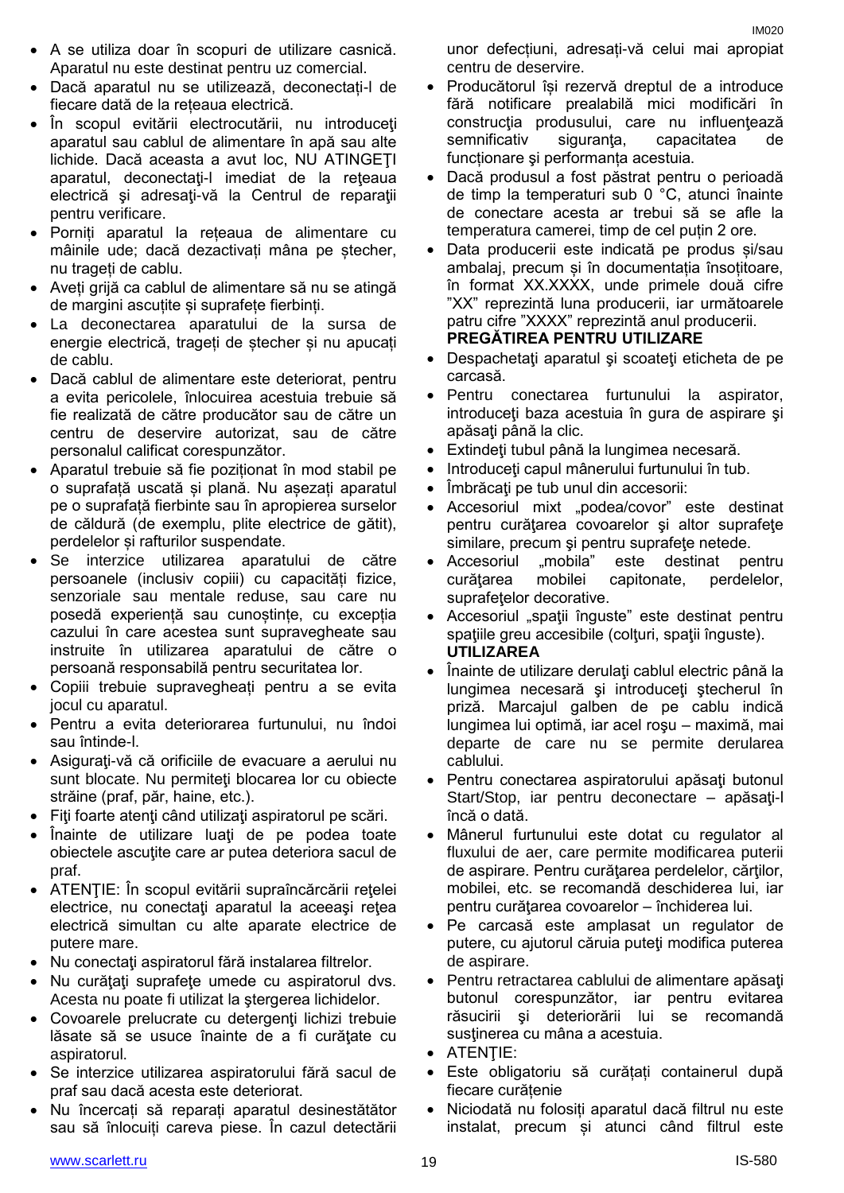- A se utiliza doar în scopuri de utilizare casnică. Aparatul nu este destinat pentru uz comercial.
- Dacă aparatul nu se utilizează, deconectați-l de fiecare dată de la rețeaua electrică.
- În scopul evitării electrocutării, nu introduceţi aparatul sau cablul de alimentare în apă sau alte lichide. Dacă aceasta a avut loc, NU ATINGEŢI aparatul, deconectaţi-l imediat de la reţeaua electrică şi adresaţi-vă la Centrul de reparaţii pentru verificare.
- Porniți aparatul la rețeaua de alimentare cu mâinile ude; dacă dezactivați mâna pe ștecher, nu trageți de cablu.
- Aveți grijă ca cablul de alimentare să nu se atingă de margini ascuțite și suprafețe fierbinți.
- La deconectarea aparatului de la sursa de energie electrică, trageți de ștecher și nu apucați de cablu.
- Dacă cablul de alimentare este deteriorat, pentru a evita pericolele, înlocuirea acestuia trebuie să fie realizată de către producător sau de către un centru de deservire autorizat, sau de către personalul calificat corespunzător.
- Aparatul trebuie să fie poziționat în mod stabil pe o suprafață uscată și plană. Nu așezați aparatul pe o suprafață fierbinte sau în apropierea surselor de căldură (de exemplu, plite electrice de gătit), perdelelor și rafturilor suspendate.
- Se interzice utilizarea aparatului de către persoanele (inclusiv copiii) cu capacități fizice, senzoriale sau mentale reduse, sau care nu posedă experiență sau cunoștințe, cu excepția cazului în care acestea sunt supravegheate sau instruite în utilizarea aparatului de către o persoană responsabilă pentru securitatea lor.
- Copiii trebuie supravegheați pentru a se evita jocul cu aparatul.
- Pentru a evita deteriorarea furtunului, nu îndoi sau întinde-l.
- Asiguraţi-vă că orificiile de evacuare a aerului nu sunt blocate. Nu permiteţi blocarea lor cu obiecte străine (praf, păr, haine, etc.).
- Fiţi foarte atenţi când utilizaţi aspiratorul pe scări.
- Înainte de utilizare luaţi de pe podea toate obiectele ascuţite care ar putea deteriora sacul de praf.
- ATENŢIE: În scopul evitării supraîncărcării reţelei electrice, nu conectaţi aparatul la aceeaşi reţea electrică simultan cu alte aparate electrice de putere mare.
- Nu conectaţi aspiratorul fără instalarea filtrelor.
- Nu curăţaţi suprafeţe umede cu aspiratorul dvs. Acesta nu poate fi utilizat la ştergerea lichidelor.
- Covoarele prelucrate cu detergenţi lichizi trebuie lăsate să se usuce înainte de a fi curăţate cu aspiratorul.
- Se interzice utilizarea aspiratorului fără sacul de praf sau dacă acesta este deteriorat.
- Nu încercați să reparați aparatul desinestătător sau să înlocuiți careva piese. În cazul detectării unor defecțiuni, adresați-vă celui mai apropiat centru de deservire.
- Producătorul își rezervă dreptul de a introduce fără notificare prealabilă mici modificări în construcţia produsului, care nu influenţează semnificativ siguranţa, capacitatea de funcţionare şi performanţa acestuia.
- Dacă produsul a fost păstrat pentru o perioadă de timp la temperaturi sub 0 °C, atunci înainte de conectare acesta ar trebui să se afle la temperatura camerei, timp de cel puțin 2 ore.
- Data producerii este indicată pe produs și/sau ambalaj, precum și în documentația însoțitoare, în format XX.XXXX, unde primele două cifre "XX" reprezintă luna producerii, iar următoarele patru cifre "XXXX" reprezintă anul producerii.

**PREGĂTIREA PENTRU UTILIZARE**

- Despachetaţi aparatul şi scoateţi eticheta de pe carcasă.
- Pentru conectarea furtunului la aspirator, introduceţi baza acestuia în gura de aspirare şi apăsaţi până la clic.
- Extindeţi tubul până la lungimea necesară.
- Introduceţi capul mânerului furtunului în tub.
- Îmbrăcaţi pe tub unul din accesorii:
- Accesoriul mixt „podea/covor" este destinat pentru curăţarea covoarelor şi altor suprafeţe similare, precum şi pentru suprafeţe netede.
- Accesoriul „mobila" este destinat pentru curăţarea mobilei capitonate, perdelelor, suprafeţelor decorative.
- Accesoriul „spaţii înguste" este destinat pentru spaţiile greu accesibile (colţuri, spaţii înguste).

**UTILIZAREA**

- Înainte de utilizare derulaţi cablul electric până la lungimea necesară şi introduceţi ştecherul în priză. Marcajul galben de pe cablu indică lungimea lui optimă, iar acel roşu – maximă, mai departe de care nu se permite derularea cablului.
- Pentru conectarea aspiratorului apăsaţi butonul Start/Stop, iar pentru deconectare – apăsaţi-l încă o dată.
- Mânerul furtunului este dotat cu regulator al fluxului de aer, care permite modificarea puterii de aspirare. Pentru curăţarea perdelelor, cărţilor, mobilei, etc. se recomandă deschiderea lui, iar pentru curăţarea covoarelor – închiderea lui.
- Pe carcasă este amplasat un regulator de putere, cu ajutorul căruia puteţi modifica puterea de aspirare.
- Pentru retractarea cablului de alimentare apăsaţi butonul corespunzător, iar pentru evitarea răsucirii şi deteriorării lui se recomandă susţinerea cu mâna a acestuia.
- ATENŢIE:
- Este obligatoriu să curățați containerul după fiecare curățenie
- Niciodată nu folosiți aparatul dacă filtrul nu este instalat, precum și atunci când filtrul este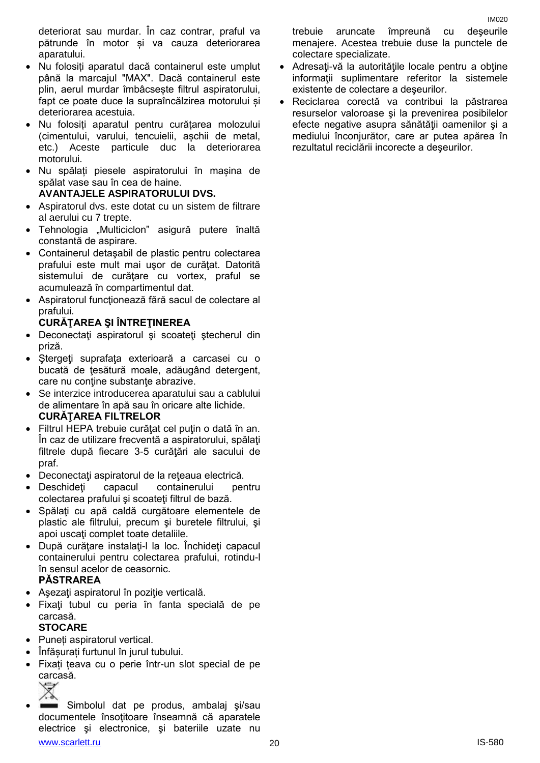deteriorat sau murdar. În caz contrar, praful va pătrunde în motor și va cauza deteriorarea aparatului.

- Nu folosiți aparatul dacă containerul este umplut până la marcajul "MAX". Dacă containerul este plin, aerul murdar îmbâcsește filtrul aspiratorului, fapt ce poate duce la supraîncălzirea motorului și deteriorarea acestuia.
- Nu folosiți aparatul pentru curățarea molozului (cimentului, varului, tencuielii, așchii de metal, etc.) Aceste particule duc la deteriorarea motorului.
- Nu spălați piesele aspiratorului în mașina de spălat vase sau în cea de haine.

**AVANTAJELE ASPIRATORULUI DVS.**

- Aspiratorul dvs. este dotat cu un sistem de filtrare al aerului cu 7 trepte.
- Tehnologia „Multiciclon" asigură putere înaltă constantă de aspirare.
- Containerul detaşabil de plastic pentru colectarea prafului este mult mai uşor de curăţat. Datorită sistemului de curăţare cu vortex, praful se acumulează în compartimentul dat.
- Aspiratorul funcţionează fără sacul de colectare al prafului.

**CURĂŢAREA ŞI ÎNTREŢINEREA**

- Deconectaţi aspiratorul şi scoateţi ştecherul din priză.
- Ştergeţi suprafaţa exterioară a carcasei cu o bucată de ţesătură moale, adăugând detergent, care nu conţine substanţe abrazive.
- Se interzice introducerea aparatului sau a cablului de alimentare în apă sau în oricare alte lichide.

**CURĂŢAREA FILTRELOR**

- Filtrul HEPA trebuie curăţat cel puţin o dată în an. În caz de utilizare frecventă a aspiratorului, spălaţi filtrele după fiecare 3-5 curăţări ale sacului de praf.
- Deconectaţi aspiratorul de la reţeaua electrică.
- Deschideţi capacul containerului pentru colectarea prafului şi scoateţi filtrul de bază.
- Spălaţi cu apă caldă curgătoare elementele de plastic ale filtrului, precum şi buretele filtrului, şi apoi uscaţi complet toate detaliile.
- După curăţare instalaţi-l la loc. Închideţi capacul containerului pentru colectarea prafului, rotindu-l în sensul acelor de ceasornic.

**PĂSTRAREA**

- Aşezaţi aspiratorul în poziţie verticală.
- Fixaţi tubul cu peria în fanta specială de pe carcasă.

**STOCARE**

- Puneți aspiratorul vertical.
- Înfășurați furtunul în jurul tubului.
- Fixați țeava cu o perie într-un slot special de pe carcasă.
- Simbolul dat pe produs, ambalaj şi/sau documentele însoţitoare înseamnă că aparatele electrice şi electronice, şi bateriile uzate nu trebuie aruncate împreună cu deşeurile menajere. Acestea trebuie duse la punctele de colectare specializate.
- Adresaţi-vă la autorităţile locale pentru a obţine informaţii suplimentare referitor la sistemele existente de colectare a deşeurilor.
- Reciclarea corectă va contribui la păstrarea resurselor valoroase şi la prevenirea posibilelor efecte negative asupra sănătăţii oamenilor şi a mediului înconjurător, care ar putea apărea în rezultatul reciclării incorecte a deşeurilor.